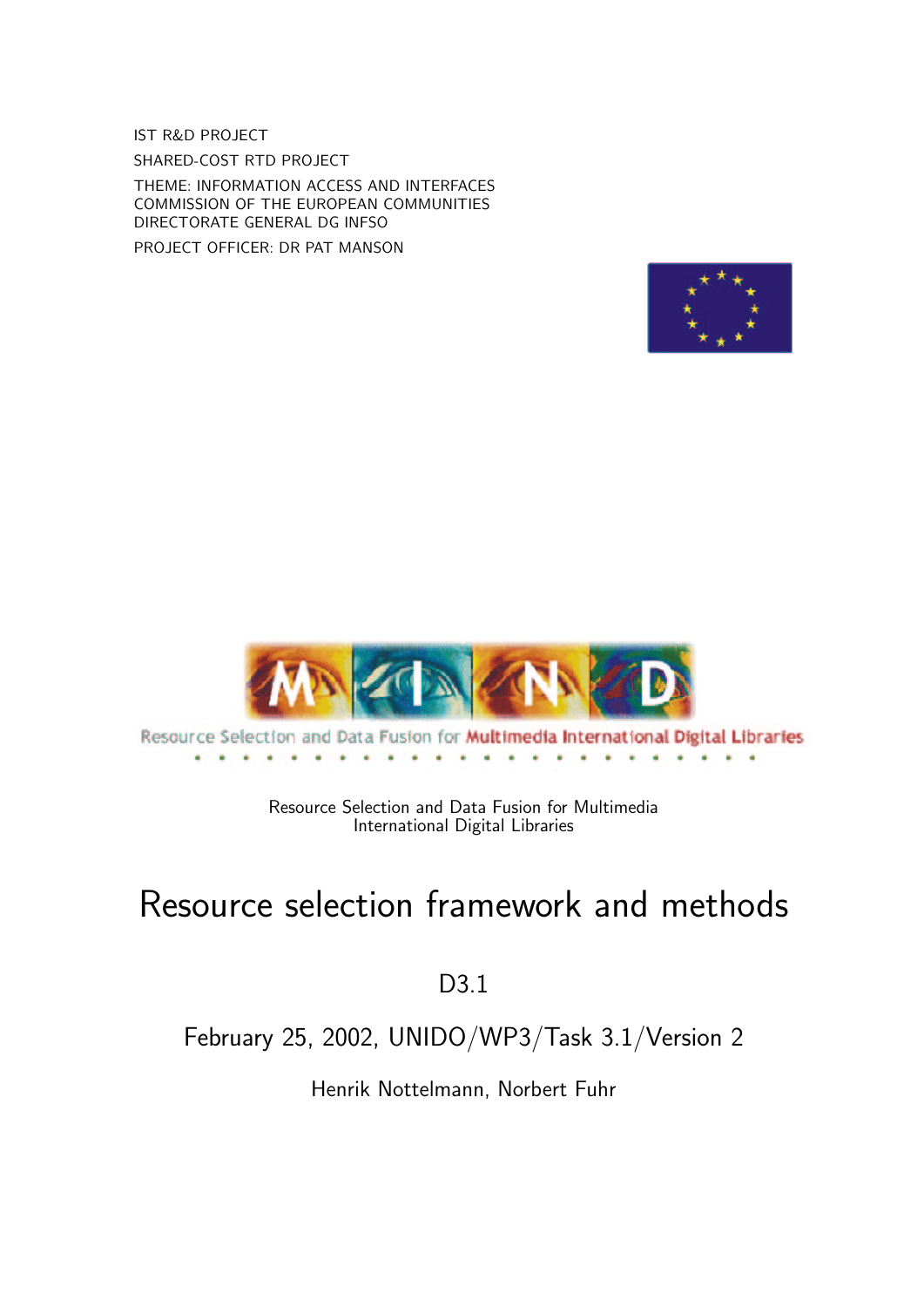IST R&D PROJECT

SHARED-COST RTD PROJECT

THEME: INFORMATION ACCESS AND INTERFACES
COMMISSION OF THE EUROPEAN COMMUNITIES
DIRECTORATE GENERAL DG INFSO

PROJECT OFFICER: DR PAT MANSON

Resource Selection and Data Fusion for Multimedia International Digital Libraries

Resource Selection and Data Fusion for Multimedia
International Digital Libraries

# Resource selection framework and methods

D3.1

February 25, 2002, UNIDO/WP3/Task 3.1/Version 2

Henrik Nottelmann, Norbert Fuhr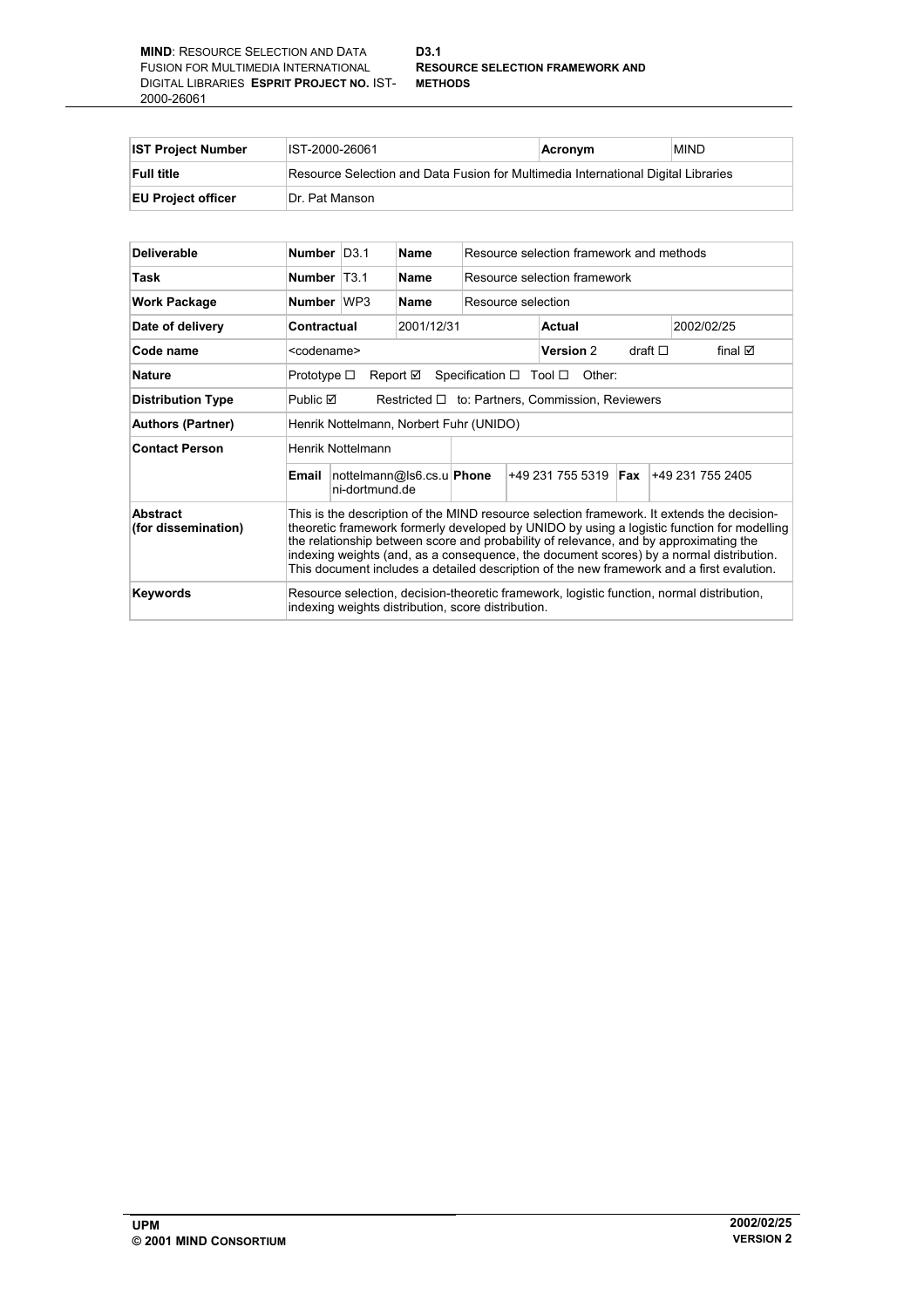| IST Project Number | IST-2000-26061 | Acronym | MIND |
|---|---|---|---|
| Full title | Resource Selection and Data Fusion for Multimedia International Digital Libraries | | |
| EU Project officer | Dr. Pat Manson | | |

| Deliverable | Number | D3.1 | Name | Resource selection framework and methods | | | |
|---|---|---|---|---|---|---|---|
| Task | Number | T3.1 | Name | Resource selection framework | | | |
| Work Package | Number | WP3 | Name | Resource selection | | | |
| Date of delivery | Contractual | | 2001/12/31 | | Actual | | 2002/02/25 |
| Code name | <codename> | | | | Version 2 | draft ☐ | final ☑ |
| Nature | Prototype ☐ Report ☑ Specification ☐ Tool ☐ Other: | | | | | | |
| Distribution Type | Public ☑ Restricted ☐ to: Partners, Commission, Reviewers | | | | | | |
| Authors (Partner) | Henrik Nottelmann, Norbert Fuhr (UNIDO) | | | | | | |
| Contact Person | Henrik Nottelmann | | | | | | |
| | Email | nottelmann@ls6.cs.uni-dortmund.de | Phone | +49 231 755 5319 | Fax | +49 231 755 2405 | |
| Abstract (for dissemination) | This is the description of the MIND resource selection framework. It extends the decision-theoretic framework formerly developed by UNIDO by using a logistic function for modelling the relationship between score and probability of relevance, and by approximating the indexing weights (and, as a consequence, the document scores) by a normal distribution. This document includes a detailed description of the new framework and a first evalution. | | | | | | |
| Keywords | Resource selection, decision-theoretic framework, logistic function, normal distribution, indexing weights distribution, score distribution. | | | | | | |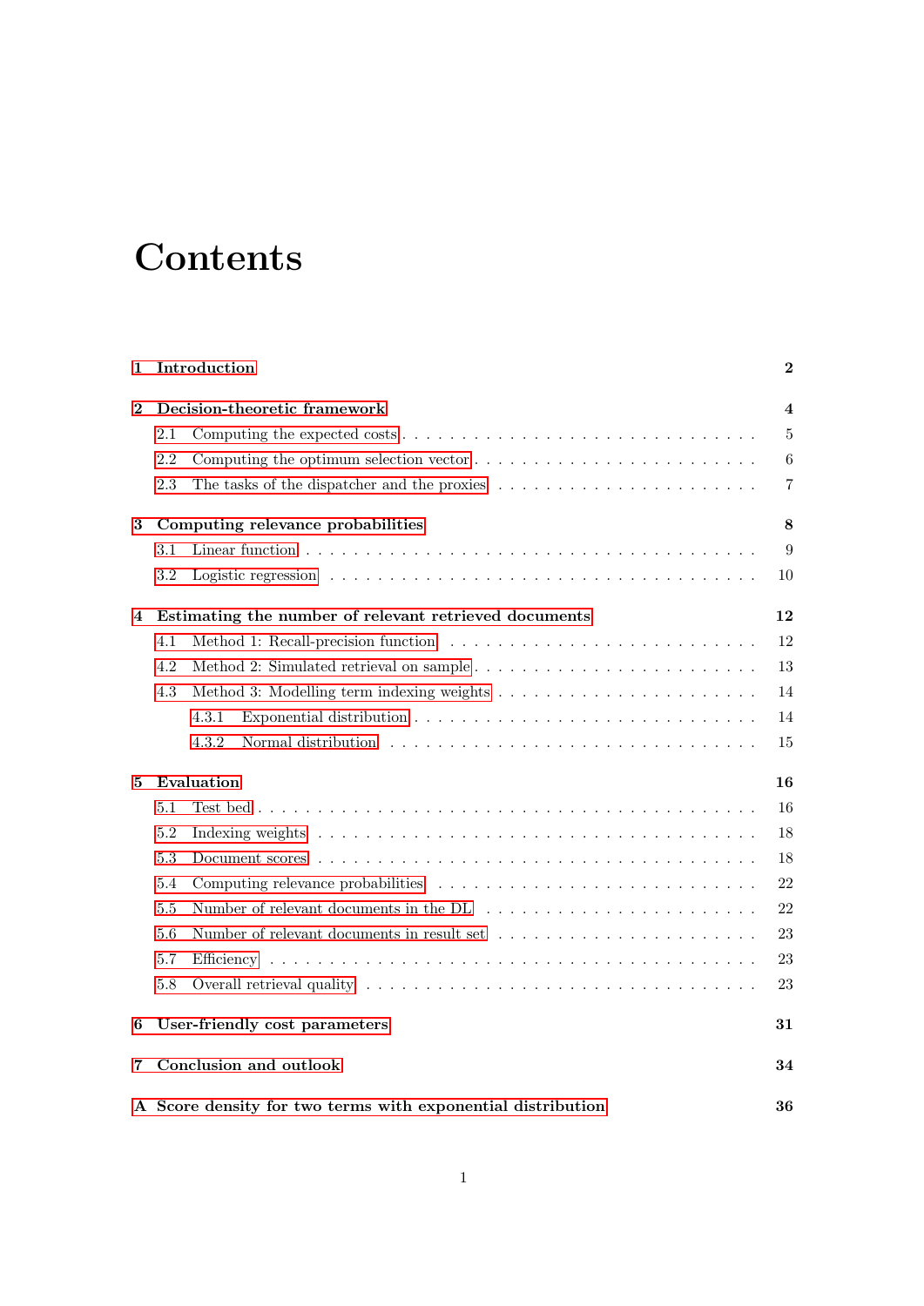# Contents

**1 Introduction** **2**

**2 Decision-theoretic framework** **4**

- 2.1 Computing the expected costs . . . . . 5
- 2.2 Computing the optimum selection vector . . . . . 6
- 2.3 The tasks of the dispatcher and the proxies . . . . . 7

**3 Computing relevance probabilities** **8**

- 3.1 Linear function . . . . . 9
- 3.2 Logistic regression . . . . . 10

**4 Estimating the number of relevant retrieved documents** **12**

- 4.1 Method 1: Recall-precision function . . . . . 12
- 4.2 Method 2: Simulated retrieval on sample . . . . . 13
- 4.3 Method 3: Modelling term indexing weights . . . . . 14
  - 4.3.1 Exponential distribution . . . . . 14
  - 4.3.2 Normal distribution . . . . . 15

**5 Evaluation** **16**

- 5.1 Test bed . . . . . 16
- 5.2 Indexing weights . . . . . 18
- 5.3 Document scores . . . . . 18
- 5.4 Computing relevance probabilities . . . . . 22
- 5.5 Number of relevant documents in the DL . . . . . 22
- 5.6 Number of relevant documents in result set . . . . . 23
- 5.7 Efficiency . . . . . 23
- 5.8 Overall retrieval quality . . . . . 23

**6 User-friendly cost parameters** **31**

**7 Conclusion and outlook** **34**

**A Score density for two terms with exponential distribution** **36**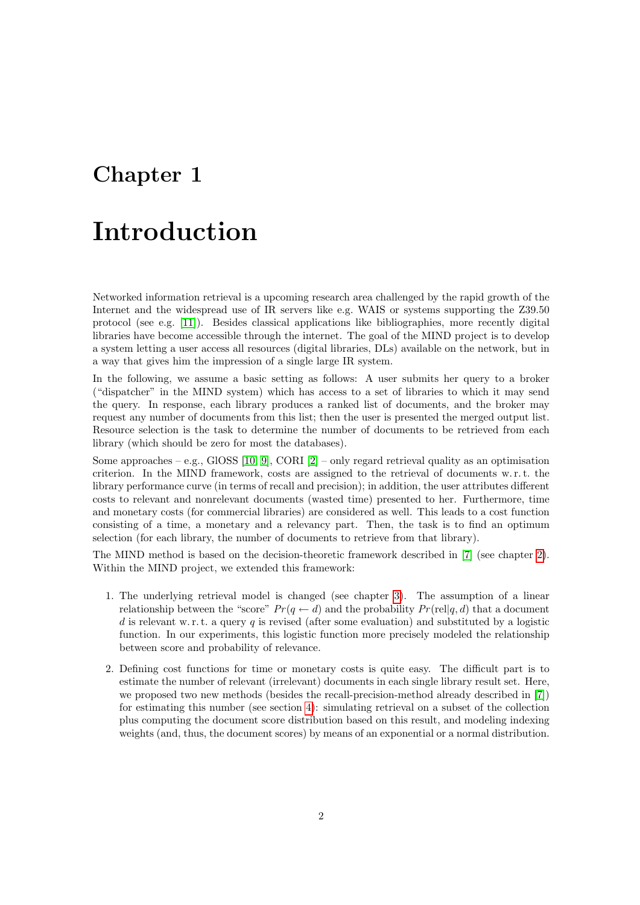# Chapter 1

# Introduction

Networked information retrieval is a upcoming research area challenged by the rapid growth of the Internet and the widespread use of IR servers like e.g. WAIS or systems supporting the Z39.50 protocol (see e.g. [11]). Besides classical applications like bibliographies, more recently digital libraries have become accessible through the internet. The goal of the MIND project is to develop a system letting a user access all resources (digital libraries, DLs) available on the network, but in a way that gives him the impression of a single large IR system.

In the following, we assume a basic setting as follows: A user submits her query to a broker ("dispatcher" in the MIND system) which has access to a set of libraries to which it may send the query. In response, each library produces a ranked list of documents, and the broker may request any number of documents from this list; then the user is presented the merged output list. Resource selection is the task to determine the number of documents to be retrieved from each library (which should be zero for most the databases).

Some approaches – e.g., GlOSS [10, 9], CORI [2] – only regard retrieval quality as an optimisation criterion. In the MIND framework, costs are assigned to the retrieval of documents w. r. t. the library performance curve (in terms of recall and precision); in addition, the user attributes different costs to relevant and nonrelevant documents (wasted time) presented to her. Furthermore, time and monetary costs (for commercial libraries) are considered as well. This leads to a cost function consisting of a time, a monetary and a relevancy part. Then, the task is to find an optimum selection (for each library, the number of documents to retrieve from that library).

The MIND method is based on the decision-theoretic framework described in [7] (see chapter 2). Within the MIND project, we extended this framework:

1. The underlying retrieval model is changed (see chapter 3). The assumption of a linear relationship between the "score" $Pr(q \leftarrow d)$ and the probability $Pr(\text{rel}|q, d)$ that a document $d$ is relevant w. r. t. a query $q$ is revised (after some evaluation) and substituted by a logistic function. In our experiments, this logistic function more precisely modeled the relationship between score and probability of relevance.
2. Defining cost functions for time or monetary costs is quite easy. The difficult part is to estimate the number of relevant (irrelevant) documents in each single library result set. Here, we proposed two new methods (besides the recall-precision-method already described in [7]) for estimating this number (see section 4): simulating retrieval on a subset of the collection plus computing the document score distribution based on this result, and modeling indexing weights (and, thus, the document scores) by means of an exponential or a normal distribution.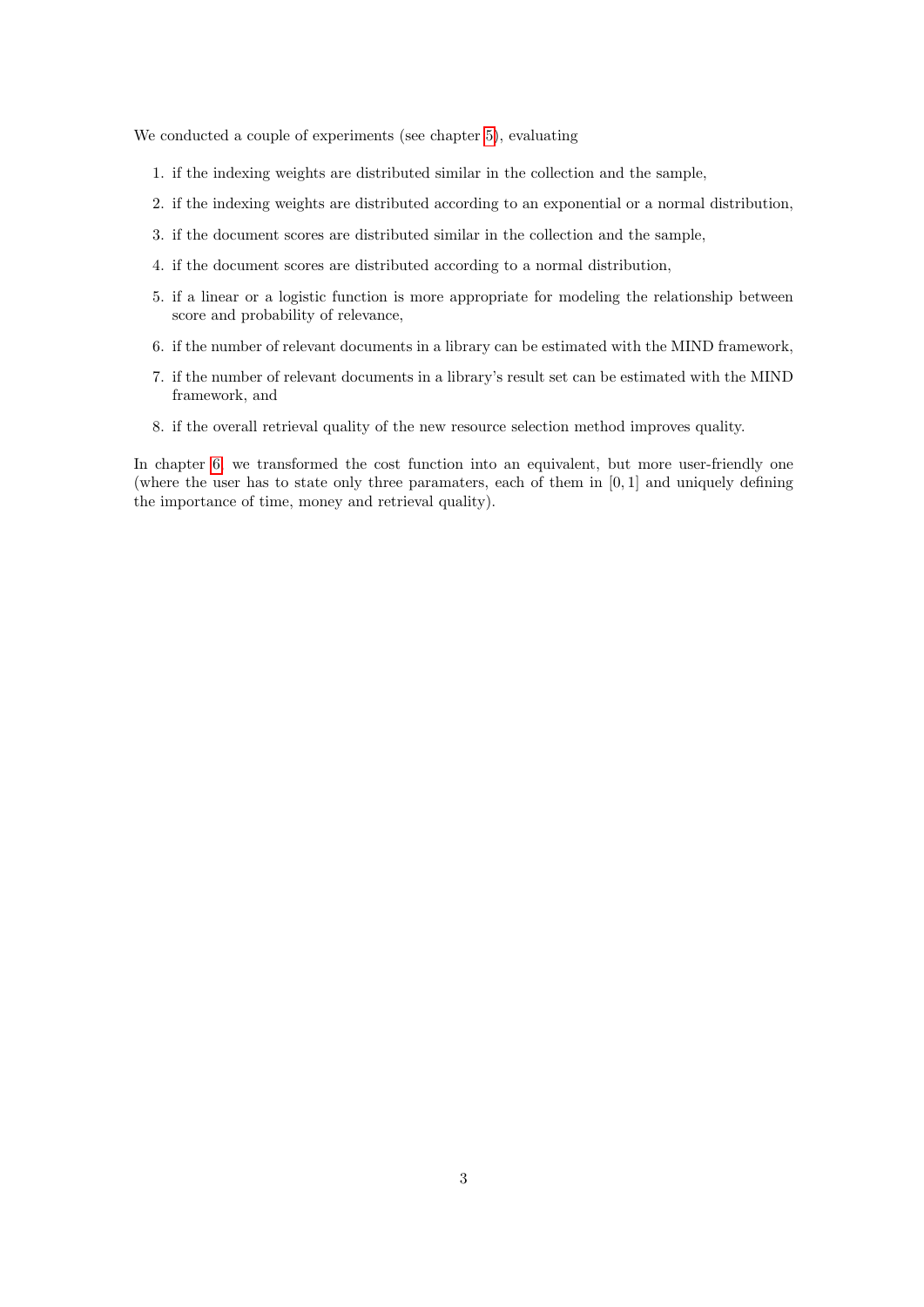We conducted a couple of experiments (see chapter 5), evaluating

1. if the indexing weights are distributed similar in the collection and the sample,
2. if the indexing weights are distributed according to an exponential or a normal distribution,
3. if the document scores are distributed similar in the collection and the sample,
4. if the document scores are distributed according to a normal distribution,
5. if a linear or a logistic function is more appropriate for modeling the relationship between score and probability of relevance,
6. if the number of relevant documents in a library can be estimated with the MIND framework,
7. if the number of relevant documents in a library's result set can be estimated with the MIND framework, and
8. if the overall retrieval quality of the new resource selection method improves quality.

In chapter 6, we transformed the cost function into an equivalent, but more user-friendly one (where the user has to state only three paramaters, each of them in $[0, 1]$ and uniquely defining the importance of time, money and retrieval quality).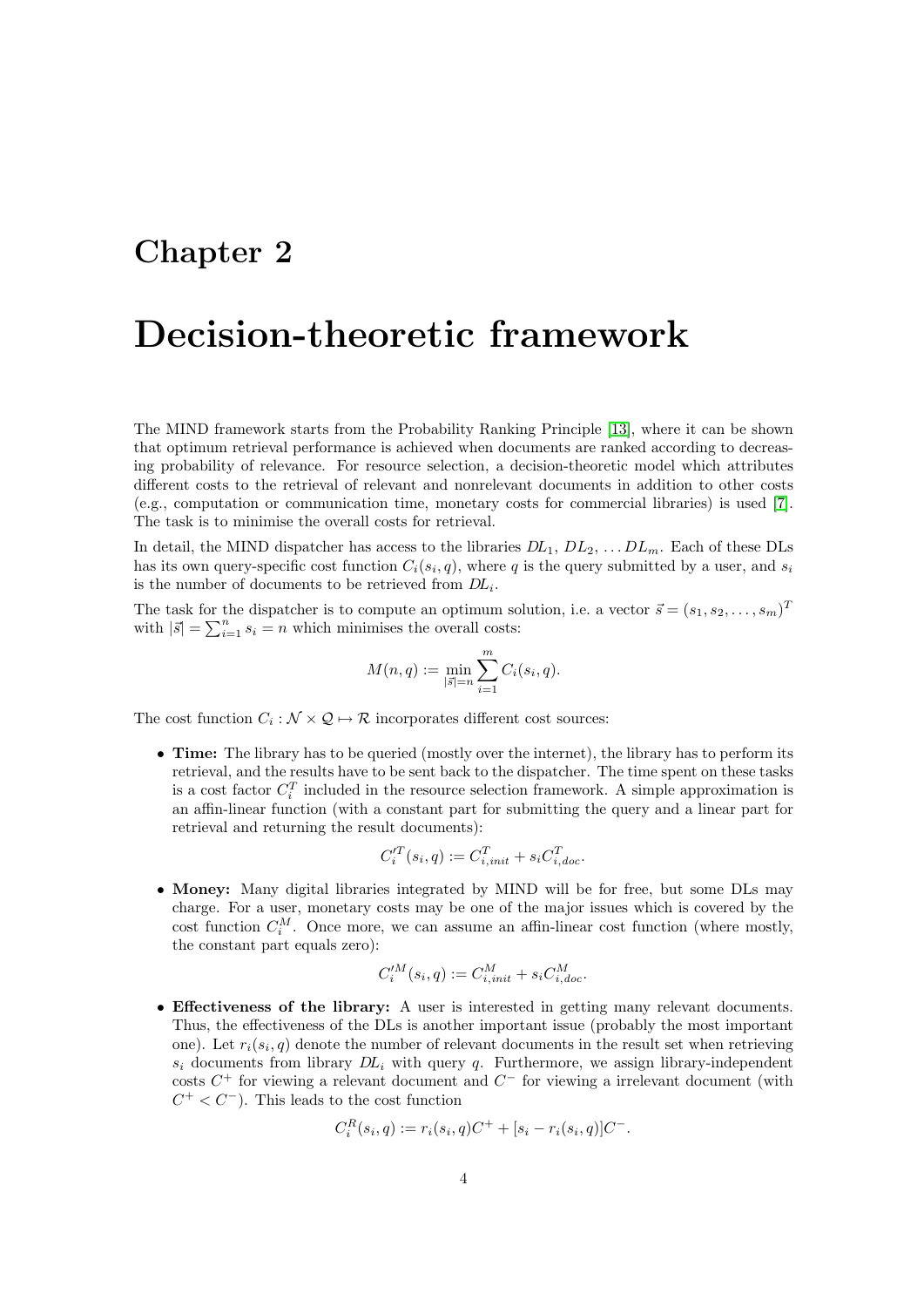# Chapter 2

# Decision-theoretic framework

The MIND framework starts from the Probability Ranking Principle [13], where it can be shown that optimum retrieval performance is achieved when documents are ranked according to decreasing probability of relevance. For resource selection, a decision-theoretic model which attributes different costs to the retrieval of relevant and nonrelevant documents in addition to other costs (e.g., computation or communication time, monetary costs for commercial libraries) is used [7]. The task is to minimise the overall costs for retrieval.

In detail, the MIND dispatcher has access to the libraries $DL_1$, $DL_2$, $\ldots DL_m$. Each of these DLs has its own query-specific cost function $C_i(s_i, q)$, where $q$ is the query submitted by a user, and $s_i$ is the number of documents to be retrieved from $DL_i$.

The task for the dispatcher is to compute an optimum solution, i.e. a vector $\vec{s} = (s_1, s_2, \ldots, s_m)^T$ with $|\vec{s}| = \sum_{i=1}^{n} s_i = n$ which minimises the overall costs:

$$M(n, q) := \min_{|\vec{s}|=n} \sum_{i=1}^{m} C_i(s_i, q).$$

The cost function $C_i : \mathcal{N} \times \mathcal{Q} \mapsto \mathcal{R}$ incorporates different cost sources:

- **Time:** The library has to be queried (mostly over the internet), the library has to perform its retrieval, and the results have to be sent back to the dispatcher. The time spent on these tasks is a cost factor $C_i^T$ included in the resource selection framework. A simple approximation is an affin-linear function (with a constant part for submitting the query and a linear part for retrieval and returning the result documents):

$$C_i'^T(s_i, q) := C_{i,init}^T + s_i C_{i,doc}^T.$$

- **Money:** Many digital libraries integrated by MIND will be for free, but some DLs may charge. For a user, monetary costs may be one of the major issues which is covered by the cost function $C_i^M$. Once more, we can assume an affin-linear cost function (where mostly, the constant part equals zero):

$$C_i'^M(s_i, q) := C_{i,init}^M + s_i C_{i,doc}^M.$$

- **Effectiveness of the library:** A user is interested in getting many relevant documents. Thus, the effectiveness of the DLs is another important issue (probably the most important one). Let $r_i(s_i, q)$ denote the number of relevant documents in the result set when retrieving $s_i$ documents from library $DL_i$ with query $q$. Furthermore, we assign library-independent costs $C^+$ for viewing a relevant document and $C^-$ for viewing a irrelevant document (with $C^+ < C^-$). This leads to the cost function

$$C_i^R(s_i, q) := r_i(s_i, q)C^+ + [s_i - r_i(s_i, q)]C^-.$$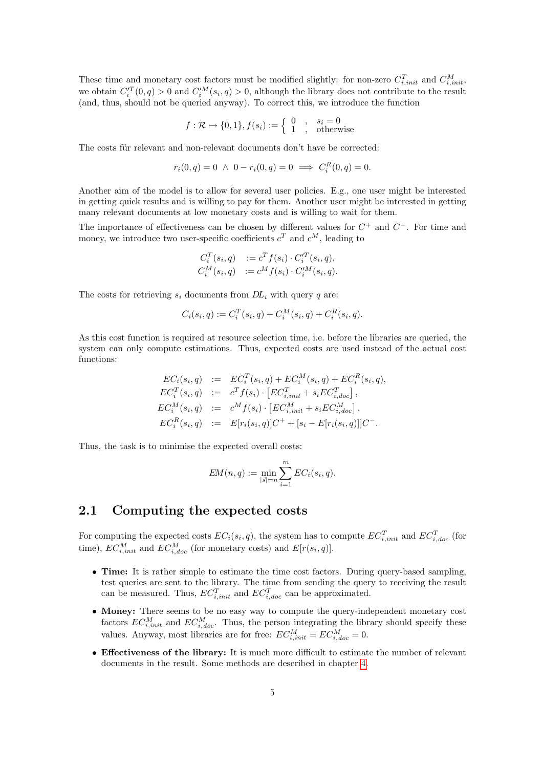These time and monetary cost factors must be modified slightly: for non-zero $C^T_{i,init}$ and $C^M_{i,init}$, we obtain $C'^T_i(0,q) > 0$ and $C'^M_i(s_i,q) > 0$, although the library does not contribute to the result (and, thus, should not be queried anyway). To correct this, we introduce the function

$$f : \mathcal{R} \mapsto \{0,1\}, f(s_i) := \begin{cases} 0 & , \quad s_i = 0 \\ 1 & , \quad \text{otherwise} \end{cases}$$

The costs für relevant and non-relevant documents don't have be corrected:

$$r_i(0,q) = 0 \;\wedge\; 0 - r_i(0,q) = 0 \implies C^R_i(0,q) = 0.$$

Another aim of the model is to allow for several user policies. E.g., one user might be interested in getting quick results and is willing to pay for them. Another user might be interested in getting many relevant documents at low monetary costs and is willing to wait for them.

The importance of effectiveness can be chosen by different values for $C^+$ and $C^-$. For time and money, we introduce two user-specific coefficients $c^T$ and $c^M$, leading to

$$\begin{aligned} C^T_i(s_i,q) &:= c^T f(s_i) \cdot C'^T_i(s_i,q), \\ C^M_i(s_i,q) &:= c^M f(s_i) \cdot C'^M_i(s_i,q). \end{aligned}$$

The costs for retrieving $s_i$ documents from $DL_i$ with query $q$ are:

$$C_i(s_i,q) := C^T_i(s_i,q) + C^M_i(s_i,q) + C^R_i(s_i,q).$$

As this cost function is required at resource selection time, i.e. before the libraries are queried, the system can only compute estimations. Thus, expected costs are used instead of the actual cost functions:

$$\begin{aligned} EC_i(s_i,q) &:= EC^T_i(s_i,q) + EC^M_i(s_i,q) + EC^R_i(s_i,q), \\ EC^T_i(s_i,q) &:= c^T f(s_i) \cdot \left[EC^T_{i,init} + s_i EC^T_{i,doc}\right], \\ EC^M_i(s_i,q) &:= c^M f(s_i) \cdot \left[EC^M_{i,init} + s_i EC^M_{i,doc}\right], \\ EC^R_i(s_i,q) &:= E[r_i(s_i,q)]C^+ + [s_i - E[r_i(s_i,q)]]C^-. \end{aligned}$$

Thus, the task is to minimise the expected overall costs:

$$EM(n,q) := \min_{|\vec{s}|=n} \sum_{i=1}^{m} EC_i(s_i,q).$$

## 2.1 Computing the expected costs

For computing the expected costs $EC_i(s_i,q)$, the system has to compute $EC^T_{i,init}$ and $EC^T_{i,doc}$ (for time), $EC^M_{i,init}$ and $EC^M_{i,doc}$ (for monetary costs) and $E[r(s_i,q)]$.

- **Time:** It is rather simple to estimate the time cost factors. During query-based sampling, test queries are sent to the library. The time from sending the query to receiving the result can be measured. Thus, $EC^T_{i,init}$ and $EC^T_{i,doc}$ can be approximated.
- **Money:** There seems to be no easy way to compute the query-independent monetary cost factors $EC^M_{i,init}$ and $EC^M_{i,doc}$. Thus, the person integrating the library should specify these values. Anyway, most libraries are for free: $EC^M_{i,init} = EC^M_{i,doc} = 0$.
- **Effectiveness of the library:** It is much more difficult to estimate the number of relevant documents in the result. Some methods are described in chapter 4.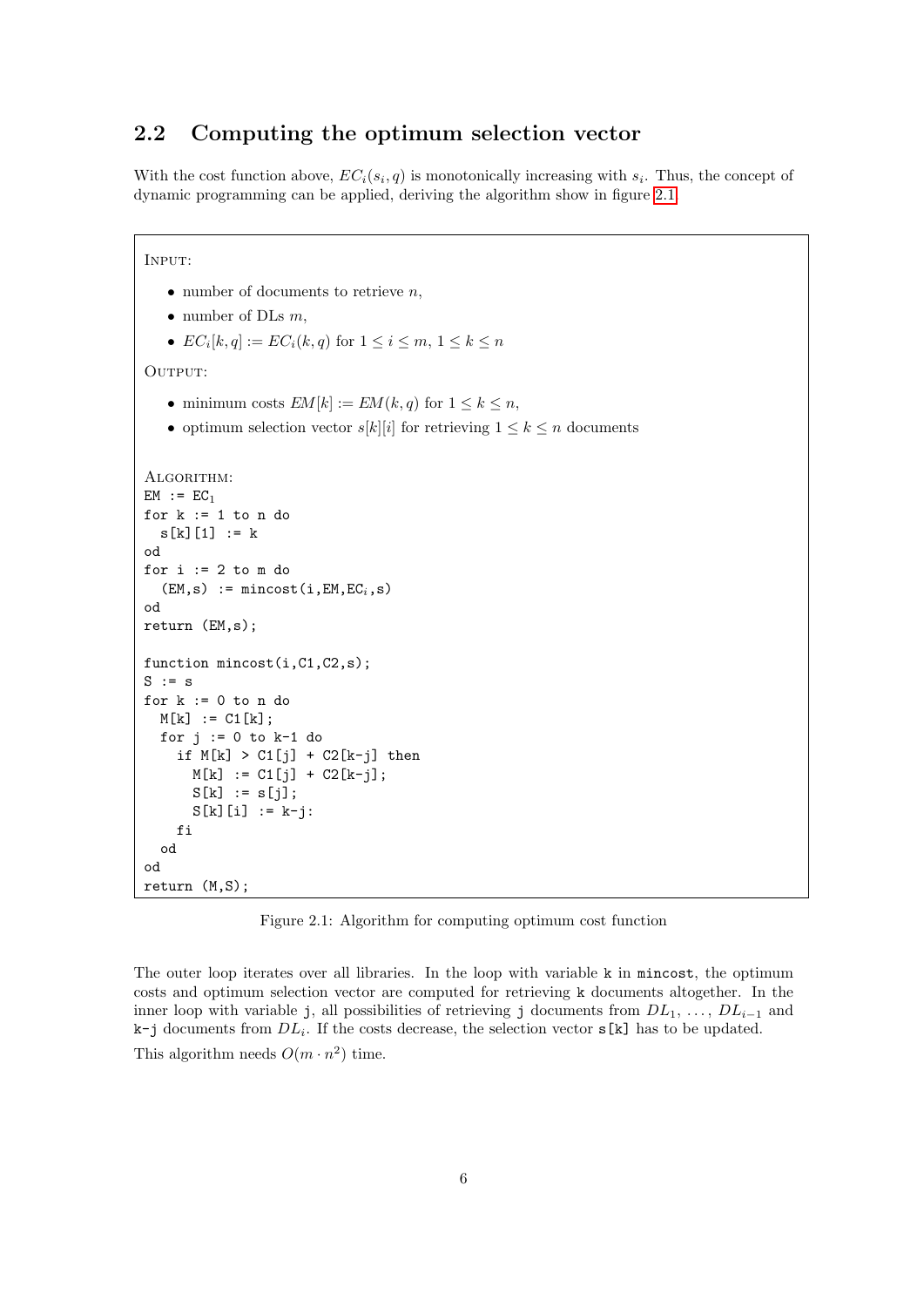## 2.2 Computing the optimum selection vector

With the cost function above, $EC_i(s_i, q)$ is monotonically increasing with $s_i$. Thus, the concept of dynamic programming can be applied, deriving the algorithm show in figure 2.1.

INPUT:

- number of documents to retrieve $n$,
- number of DLs $m$,
- $EC_i[k, q] := EC_i(k, q)$ for $1 \leq i \leq m$, $1 \leq k \leq n$

OUTPUT:

- minimum costs $EM[k] := EM(k, q)$ for $1 \leq k \leq n$,
- optimum selection vector $s[k][i]$ for retrieving $1 \leq k \leq n$ documents

ALGORITHM:

```
EM := EC_1
for k := 1 to n do
  s[k][1] := k
od
for i := 2 to m do
  (EM,s) := mincost(i,EM,EC_i,s)
od
return (EM,s);

function mincost(i,C1,C2,s);
S := s
for k := 0 to n do
  M[k] := C1[k];
  for j := 0 to k-1 do
    if M[k] > C1[j] + C2[k-j] then
      M[k] := C1[j] + C2[k-j];
      S[k] := s[j];
      S[k][i] := k-j:
    fi
  od
od
return (M,S);
```

Figure 2.1: Algorithm for computing optimum cost function

The outer loop iterates over all libraries. In the loop with variable `k` in `mincost`, the optimum costs and optimum selection vector are computed for retrieving `k` documents altogether. In the inner loop with variable `j`, all possibilities of retrieving `j` documents from $DL_1$, ..., $DL_{i-1}$ and `k-j` documents from $DL_i$. If the costs decrease, the selection vector `s[k]` has to be updated.

This algorithm needs $O(m \cdot n^2)$ time.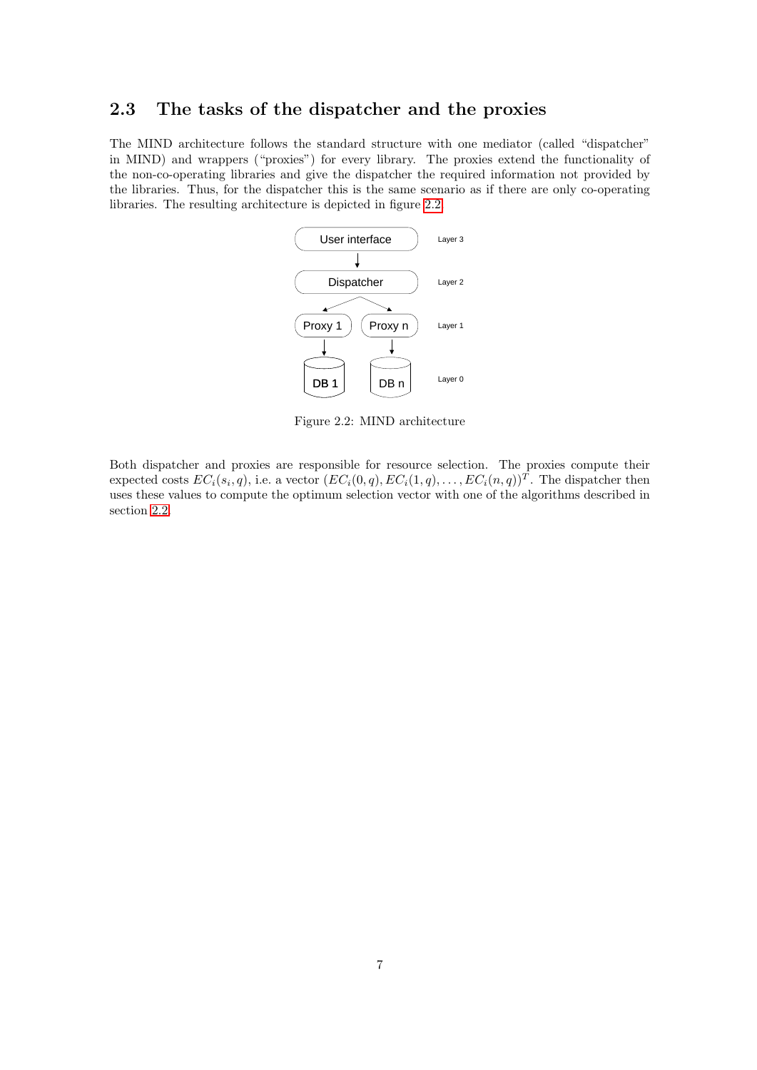## 2.3 The tasks of the dispatcher and the proxies

The MIND architecture follows the standard structure with one mediator (called "dispatcher" in MIND) and wrappers ("proxies") for every library. The proxies extend the functionality of the non-co-operating libraries and give the dispatcher the required information not provided by the libraries. Thus, for the dispatcher this is the same scenario as if there are only co-operating libraries. The resulting architecture is depicted in figure 2.2.

Figure 2.2: MIND architecture

Both dispatcher and proxies are responsible for resource selection. The proxies compute their expected costs $EC_i(s_i, q)$, i.e. a vector $(EC_i(0, q), EC_i(1, q), \ldots, EC_i(n, q))^T$. The dispatcher then uses these values to compute the optimum selection vector with one of the algorithms described in section 2.2.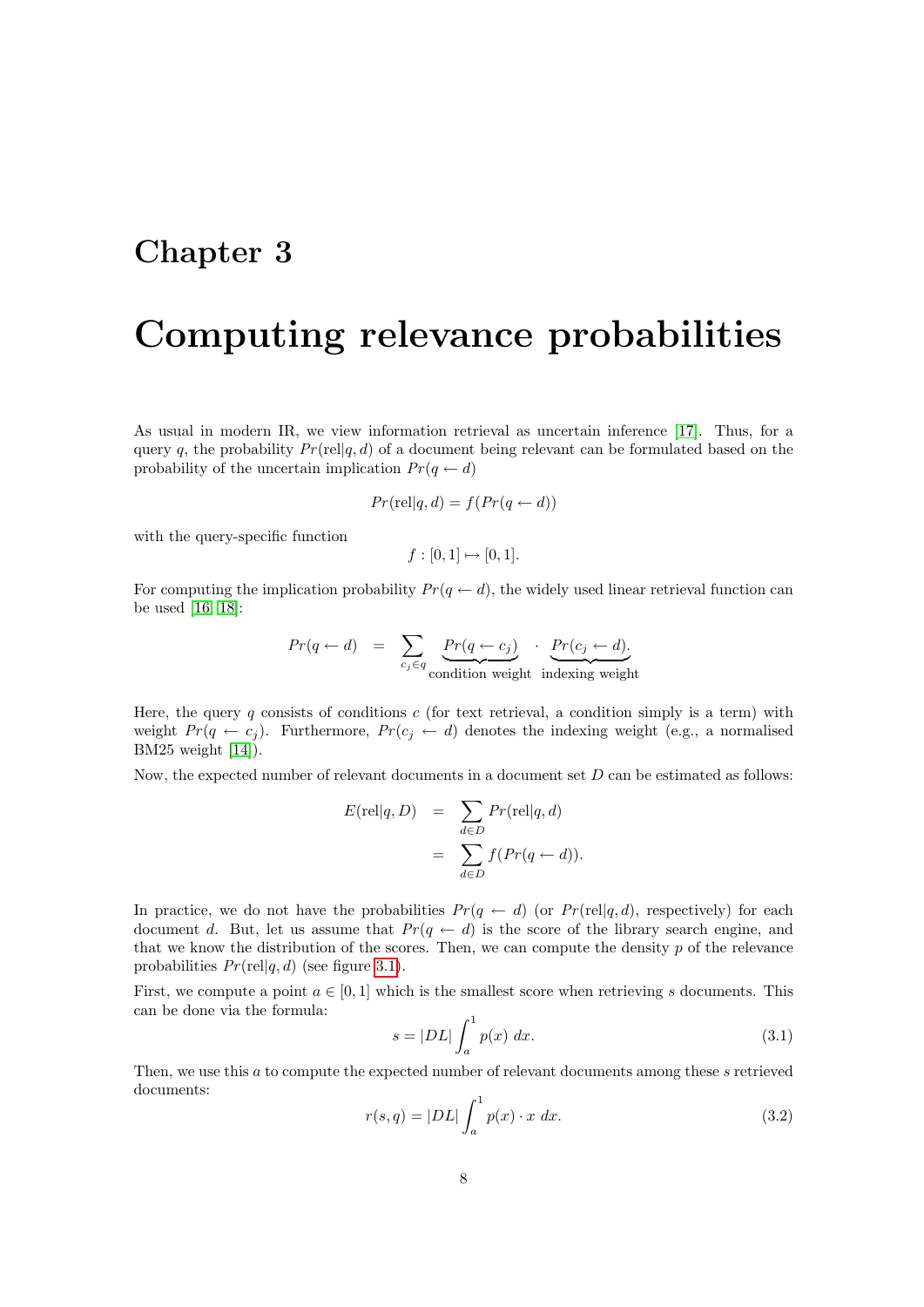# Chapter 3

# Computing relevance probabilities

As usual in modern IR, we view information retrieval as uncertain inference [17]. Thus, for a query $q$, the probability $Pr(\text{rel}|q,d)$ of a document being relevant can be formulated based on the probability of the uncertain implication $Pr(q \leftarrow d)$

$$Pr(\text{rel}|q,d) = f(Pr(q \leftarrow d))$$

with the query-specific function

$$f : [0,1] \mapsto [0,1].$$

For computing the implication probability $Pr(q \leftarrow d)$, the widely used linear retrieval function can be used [16, 18]:

$$Pr(q \leftarrow d) \quad = \quad \sum_{c_j \in q} \underbrace{Pr(q \leftarrow c_j)}_{\text{condition weight}} \cdot \underbrace{Pr(c_j \leftarrow d)}_{\text{indexing weight}}.$$

Here, the query $q$ consists of conditions $c$ (for text retrieval, a condition simply is a term) with weight $Pr(q \leftarrow c_j)$. Furthermore, $Pr(c_j \leftarrow d)$ denotes the indexing weight (e.g., a normalised BM25 weight [14]).

Now, the expected number of relevant documents in a document set $D$ can be estimated as follows:

$$\begin{aligned} E(\text{rel}|q,D) &= \sum_{d \in D} Pr(\text{rel}|q,d) \\ &= \sum_{d \in D} f(Pr(q \leftarrow d)). \end{aligned}$$

In practice, we do not have the probabilities $Pr(q \leftarrow d)$ (or $Pr(\text{rel}|q,d)$, respectively) for each document $d$. But, let us assume that $Pr(q \leftarrow d)$ is the score of the library search engine, and that we know the distribution of the scores. Then, we can compute the density $p$ of the relevance probabilities $Pr(\text{rel}|q,d)$ (see figure 3.1).

First, we compute a point $a \in [0,1]$ which is the smallest score when retrieving $s$ documents. This can be done via the formula:

$$s = |DL| \int_a^1 p(x)\, dx. \tag{3.1}$$

Then, we use this $a$ to compute the expected number of relevant documents among these $s$ retrieved documents:

$$r(s,q) = |DL| \int_a^1 p(x) \cdot x\, dx. \tag{3.2}$$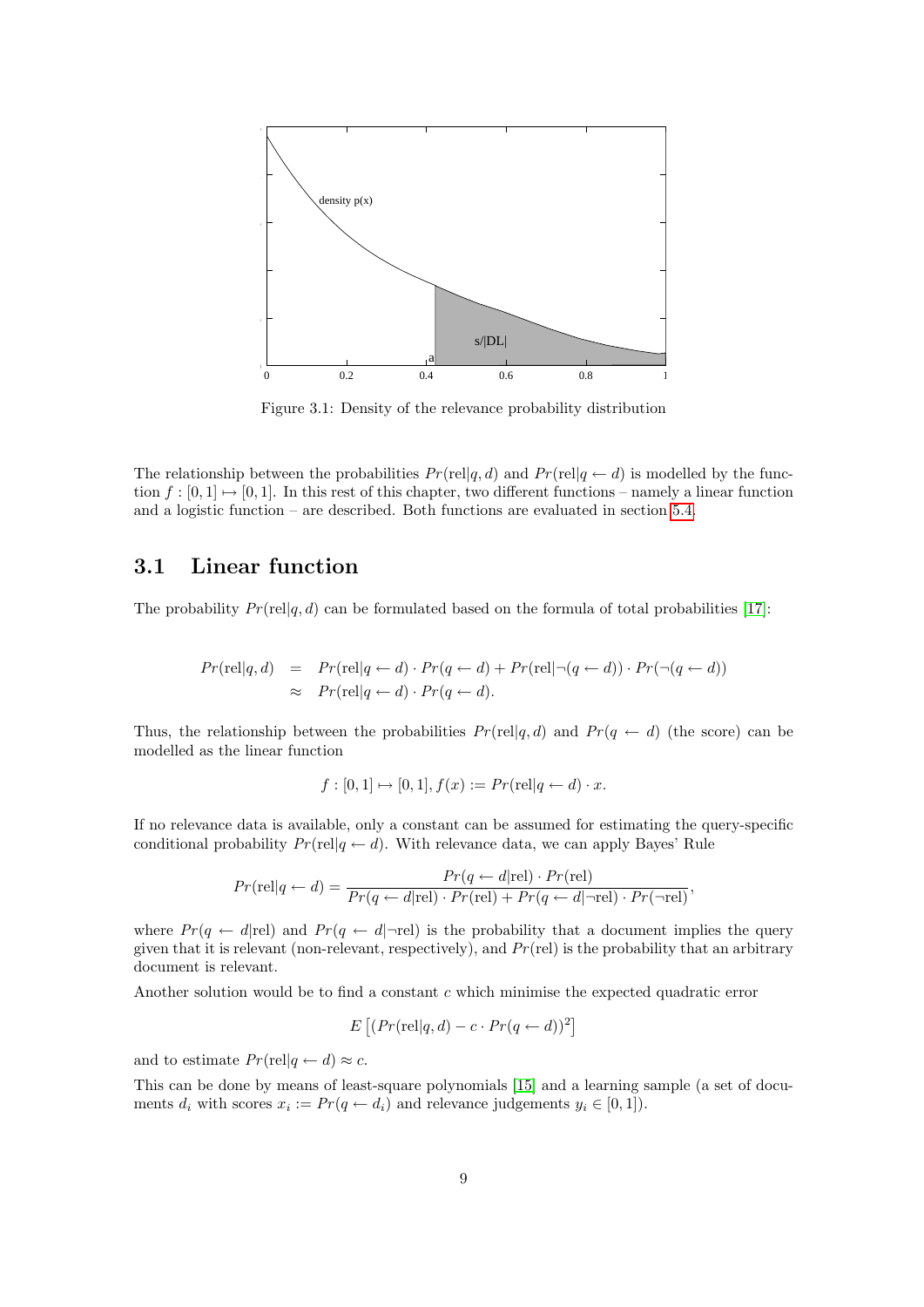Figure 3.1: Density of the relevance probability distribution

The relationship between the probabilities $Pr(\text{rel}|q,d)$ and $Pr(\text{rel}|q \leftarrow d)$ is modelled by the function $f : [0,1] \mapsto [0,1]$. In this rest of this chapter, two different functions – namely a linear function and a logistic function – are described. Both functions are evaluated in section 5.4.

## 3.1 Linear function

The probability $Pr(\text{rel}|q,d)$ can be formulated based on the formula of total probabilities [17]:

$$
\begin{aligned}
Pr(\text{rel}|q,d) &= Pr(\text{rel}|q \leftarrow d) \cdot Pr(q \leftarrow d) + Pr(\text{rel}|\neg(q \leftarrow d)) \cdot Pr(\neg(q \leftarrow d)) \\
&\approx Pr(\text{rel}|q \leftarrow d) \cdot Pr(q \leftarrow d).
\end{aligned}
$$

Thus, the relationship between the probabilities $Pr(\text{rel}|q,d)$ and $Pr(q \leftarrow d)$ (the score) can be modelled as the linear function

$$
f : [0,1] \mapsto [0,1], f(x) := Pr(\text{rel}|q \leftarrow d) \cdot x.
$$

If no relevance data is available, only a constant can be assumed for estimating the query-specific conditional probability $Pr(\text{rel}|q \leftarrow d)$. With relevance data, we can apply Bayes' Rule

$$
Pr(\text{rel}|q \leftarrow d) = \frac{Pr(q \leftarrow d|\text{rel}) \cdot Pr(\text{rel})}{Pr(q \leftarrow d|\text{rel}) \cdot Pr(\text{rel}) + Pr(q \leftarrow d|\neg\text{rel}) \cdot Pr(\neg\text{rel})},
$$

where $Pr(q \leftarrow d|\text{rel})$ and $Pr(q \leftarrow d|\neg\text{rel})$ is the probability that a document implies the query given that it is relevant (non-relevant, respectively), and $Pr(\text{rel})$ is the probability that an arbitrary document is relevant.

Another solution would be to find a constant $c$ which minimise the expected quadratic error

$$
E\left[(Pr(\text{rel}|q,d) - c \cdot Pr(q \leftarrow d))^2\right]
$$

and to estimate $Pr(\text{rel}|q \leftarrow d) \approx c$.

This can be done by means of least-square polynomials [15] and a learning sample (a set of documents $d_i$ with scores $x_i := Pr(q \leftarrow d_i)$ and relevance judgements $y_i \in [0,1]$).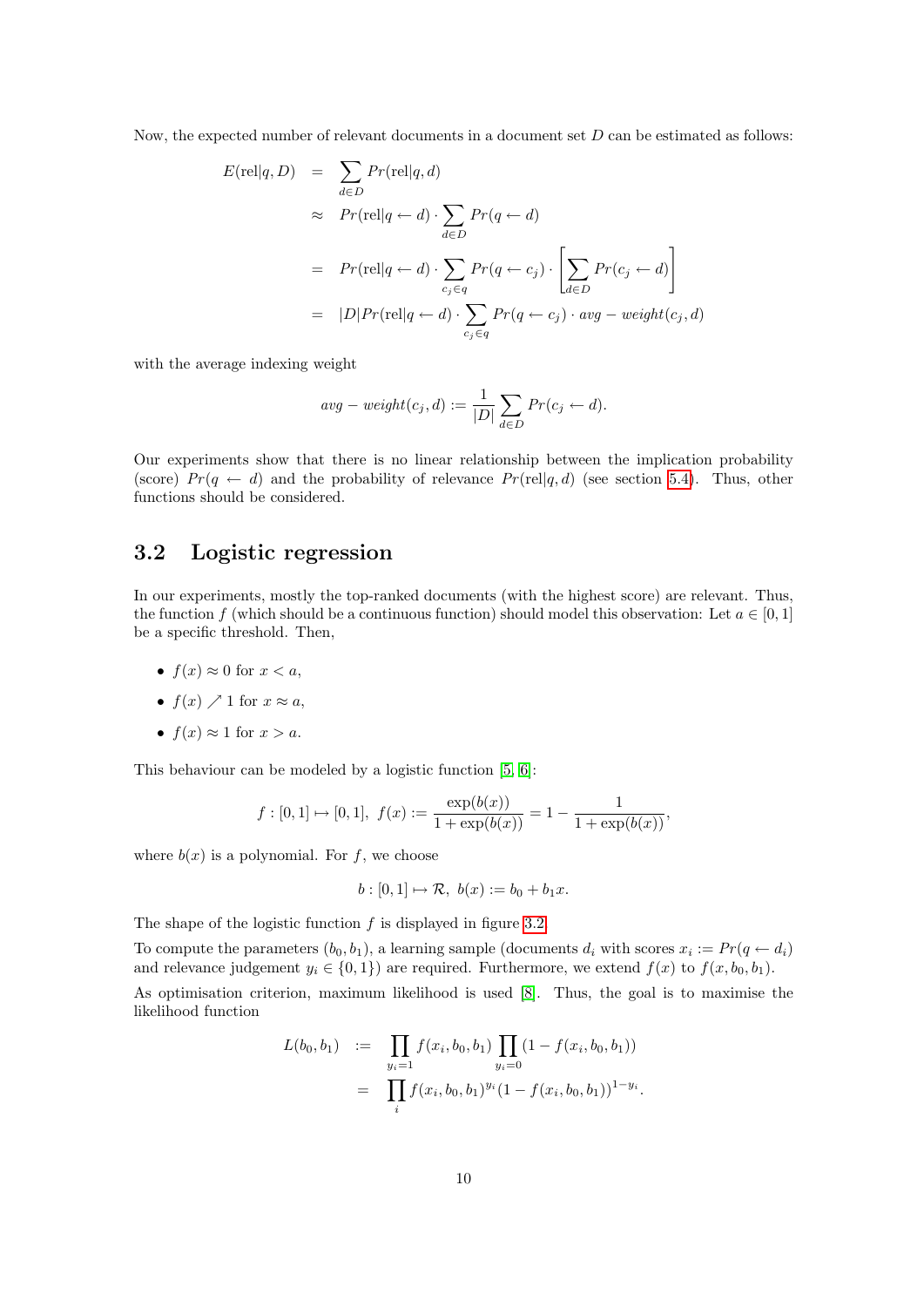Now, the expected number of relevant documents in a document set $D$ can be estimated as follows:

$$
\begin{aligned}
E(\text{rel}|q, D) &= \sum_{d \in D} Pr(\text{rel}|q, d) \\
&\approx Pr(\text{rel}|q \leftarrow d) \cdot \sum_{d \in D} Pr(q \leftarrow d) \\
&= Pr(\text{rel}|q \leftarrow d) \cdot \sum_{c_j \in q} Pr(q \leftarrow c_j) \cdot \left[ \sum_{d \in D} Pr(c_j \leftarrow d) \right] \\
&= |D| Pr(\text{rel}|q \leftarrow d) \cdot \sum_{c_j \in q} Pr(q \leftarrow c_j) \cdot avg - weight(c_j, d)
\end{aligned}
$$

with the average indexing weight

$$
avg - weight(c_j, d) := \frac{1}{|D|} \sum_{d \in D} Pr(c_j \leftarrow d).
$$

Our experiments show that there is no linear relationship between the implication probability (score) $Pr(q \leftarrow d)$ and the probability of relevance $Pr(\text{rel}|q, d)$ (see section 5.4). Thus, other functions should be considered.

## 3.2 Logistic regression

In our experiments, mostly the top-ranked documents (with the highest score) are relevant. Thus, the function $f$ (which should be a continuous function) should model this observation: Let $a \in [0, 1]$ be a specific threshold. Then,

- $f(x) \approx 0$ for $x < a$,
- $f(x) \nearrow 1$ for $x \approx a$,
- $f(x) \approx 1$ for $x > a$.

This behaviour can be modeled by a logistic function [5, 6]:

$$
f : [0, 1] \mapsto [0, 1], \ f(x) := \frac{\exp(b(x))}{1 + \exp(b(x))} = 1 - \frac{1}{1 + \exp(b(x))},
$$

where $b(x)$ is a polynomial. For $f$, we choose

$$
b : [0, 1] \mapsto \mathcal{R}, \ b(x) := b_0 + b_1 x.
$$

The shape of the logistic function $f$ is displayed in figure 3.2.

To compute the parameters $(b_0, b_1)$, a learning sample (documents $d_i$ with scores $x_i := Pr(q \leftarrow d_i)$ and relevance judgement $y_i \in \{0, 1\}$) are required. Furthermore, we extend $f(x)$ to $f(x, b_0, b_1)$.

As optimisation criterion, maximum likelihood is used [8]. Thus, the goal is to maximise the likelihood function

$$
\begin{aligned}
L(b_0, b_1) &:= \prod_{y_i = 1} f(x_i, b_0, b_1) \prod_{y_i = 0} (1 - f(x_i, b_0, b_1)) \\
&= \prod_i f(x_i, b_0, b_1)^{y_i} (1 - f(x_i, b_0, b_1))^{1 - y_i}.
\end{aligned}
$$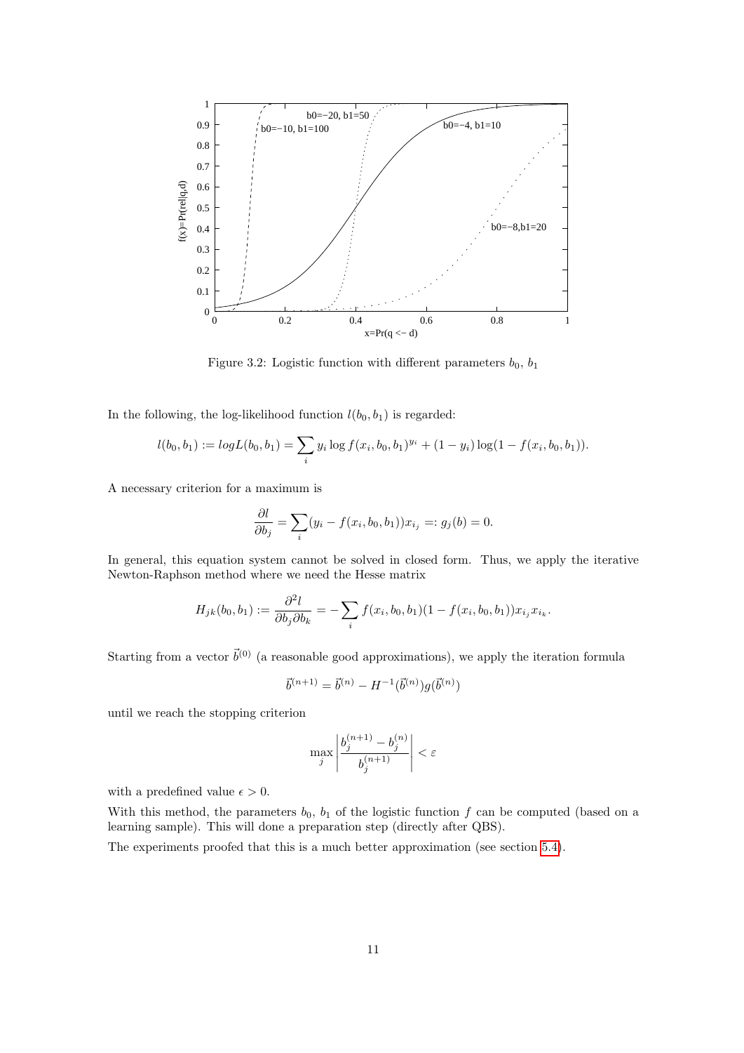Figure 3.2: Logistic function with different parameters $b_0$, $b_1$

In the following, the log-likelihood function $l(b_0, b_1)$ is regarded:

$$l(b_0, b_1) := logL(b_0, b_1) = \sum_i y_i \log f(x_i, b_0, b_1)^{y_i} + (1 - y_i) \log(1 - f(x_i, b_0, b_1)).$$

A necessary criterion for a maximum is

$$\frac{\partial l}{\partial b_j} = \sum_i (y_i - f(x_i, b_0, b_1)) x_{i_j} =: g_j(b) = 0.$$

In general, this equation system cannot be solved in closed form. Thus, we apply the iterative Newton-Raphson method where we need the Hesse matrix

$$H_{jk}(b_0, b_1) := \frac{\partial^2 l}{\partial b_j \partial b_k} = -\sum_i f(x_i, b_0, b_1)(1 - f(x_i, b_0, b_1)) x_{i_j} x_{i_k}.$$

Starting from a vector $\vec{b}^{(0)}$ (a reasonable good approximations), we apply the iteration formula

$$\vec{b}^{(n+1)} = \vec{b}^{(n)} - H^{-1}(\vec{b}^{(n)}) g(\vec{b}^{(n)})$$

until we reach the stopping criterion

$$\max_j \left| \frac{b_j^{(n+1)} - b_j^{(n)}}{b_j^{(n+1)}} \right| < \varepsilon$$

with a predefined value $\epsilon > 0$.

With this method, the parameters $b_0$, $b_1$ of the logistic function $f$ can be computed (based on a learning sample). This will done a preparation step (directly after QBS).

The experiments proofed that this is a much better approximation (see section 5.4).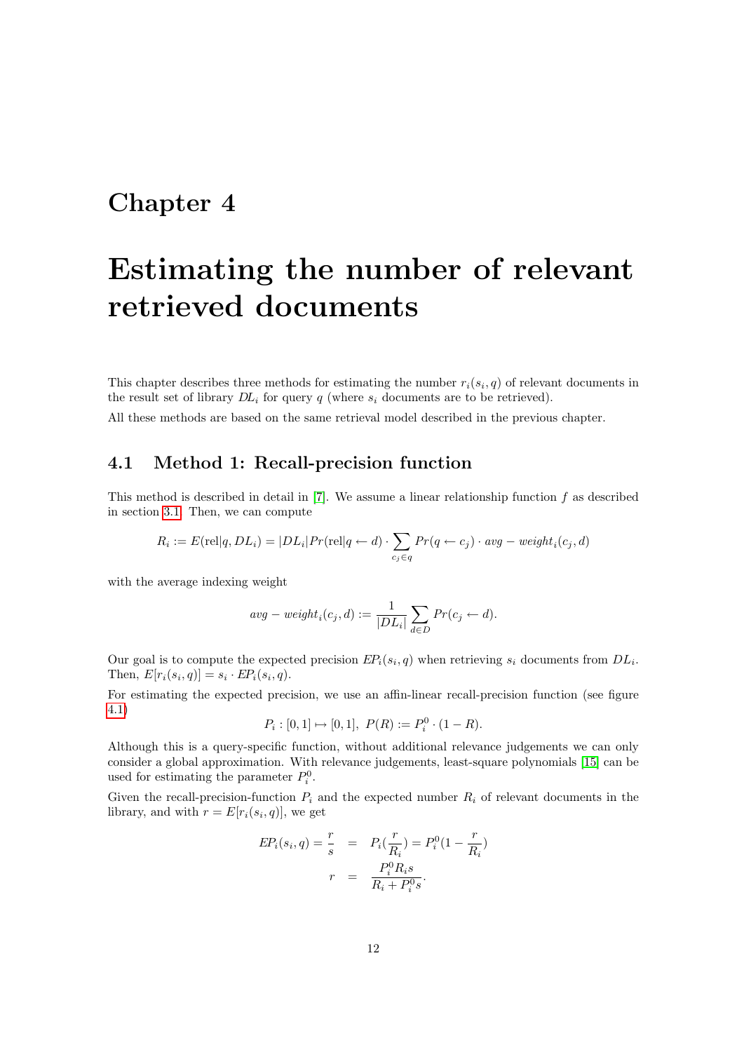# Chapter 4

# Estimating the number of relevant retrieved documents

This chapter describes three methods for estimating the number $r_i(s_i, q)$ of relevant documents in the result set of library $DL_i$ for query $q$ (where $s_i$ documents are to be retrieved).

All these methods are based on the same retrieval model described in the previous chapter.

## 4.1 Method 1: Recall-precision function

This method is described in detail in [7]. We assume a linear relationship function $f$ as described in section 3.1. Then, we can compute

$$R_i := E(\text{rel}|q, DL_i) = |DL_i|Pr(\text{rel}|q \leftarrow d) \cdot \sum_{c_j \in q} Pr(q \leftarrow c_j) \cdot avg - weight_i(c_j, d)$$

with the average indexing weight

$$avg - weight_i(c_j, d) := \frac{1}{|DL_i|} \sum_{d \in D} Pr(c_j \leftarrow d).$$

Our goal is to compute the expected precision $EP_i(s_i, q)$ when retrieving $s_i$ documents from $DL_i$. Then, $E[r_i(s_i, q)] = s_i \cdot EP_i(s_i, q)$.

For estimating the expected precision, we use an affin-linear recall-precision function (see figure 4.1)

$$P_i : [0, 1] \mapsto [0, 1], \; P(R) := P_i^0 \cdot (1 - R).$$

Although this is a query-specific function, without additional relevance judgements we can only consider a global approximation. With relevance judgements, least-square polynomials [15] can be used for estimating the parameter $P_i^0$.

Given the recall-precision-function $P_i$ and the expected number $R_i$ of relevant documents in the library, and with $r = E[r_i(s_i, q)]$, we get

$$\begin{aligned} EP_i(s_i, q) = \frac{r}{s} &= P_i(\frac{r}{R_i}) = P_i^0(1 - \frac{r}{R_i}) \\ r &= \frac{P_i^0 R_i s}{R_i + P_i^0 s}. \end{aligned}$$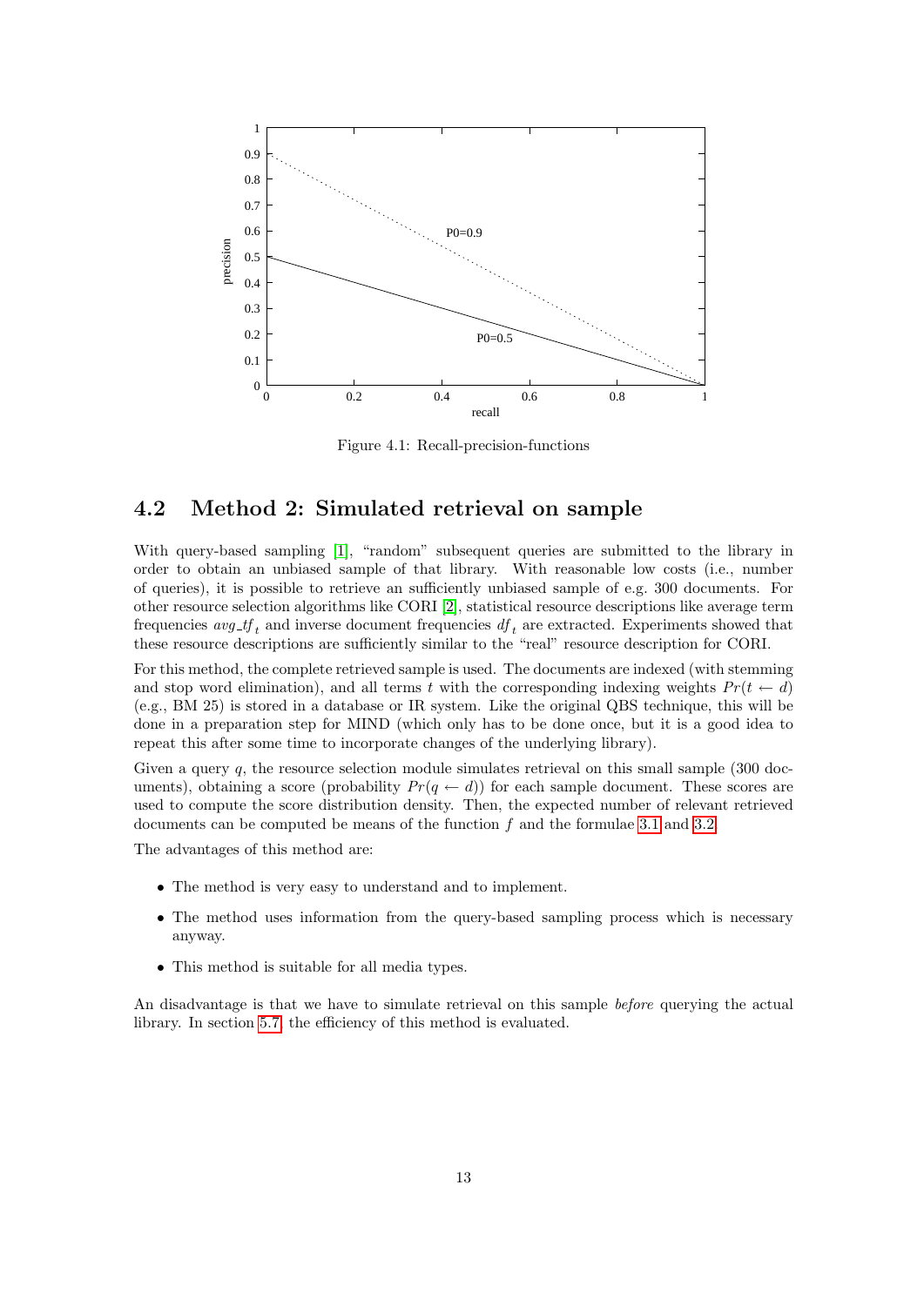Figure 4.1: Recall-precision-functions

## 4.2 Method 2: Simulated retrieval on sample

With query-based sampling [1], "random" subsequent queries are submitted to the library in order to obtain an unbiased sample of that library. With reasonable low costs (i.e., number of queries), it is possible to retrieve an sufficiently unbiased sample of e.g. 300 documents. For other resource selection algorithms like CORI [2], statistical resource descriptions like average term frequencies $avg\_tf_t$ and inverse document frequencies $df_t$ are extracted. Experiments showed that these resource descriptions are sufficiently similar to the "real" resource description for CORI.

For this method, the complete retrieved sample is used. The documents are indexed (with stemming and stop word elimination), and all terms $t$ with the corresponding indexing weights $Pr(t \leftarrow d)$ (e.g., BM 25) is stored in a database or IR system. Like the original QBS technique, this will be done in a preparation step for MIND (which only has to be done once, but it is a good idea to repeat this after some time to incorporate changes of the underlying library).

Given a query $q$, the resource selection module simulates retrieval on this small sample (300 documents), obtaining a score (probability $Pr(q \leftarrow d)$) for each sample document. These scores are used to compute the score distribution density. Then, the expected number of relevant retrieved documents can be computed be means of the function $f$ and the formulae 3.1 and 3.2.

The advantages of this method are:

- The method is very easy to understand and to implement.
- The method uses information from the query-based sampling process which is necessary anyway.
- This method is suitable for all media types.

An disadvantage is that we have to simulate retrieval on this sample *before* querying the actual library. In section 5.7, the efficiency of this method is evaluated.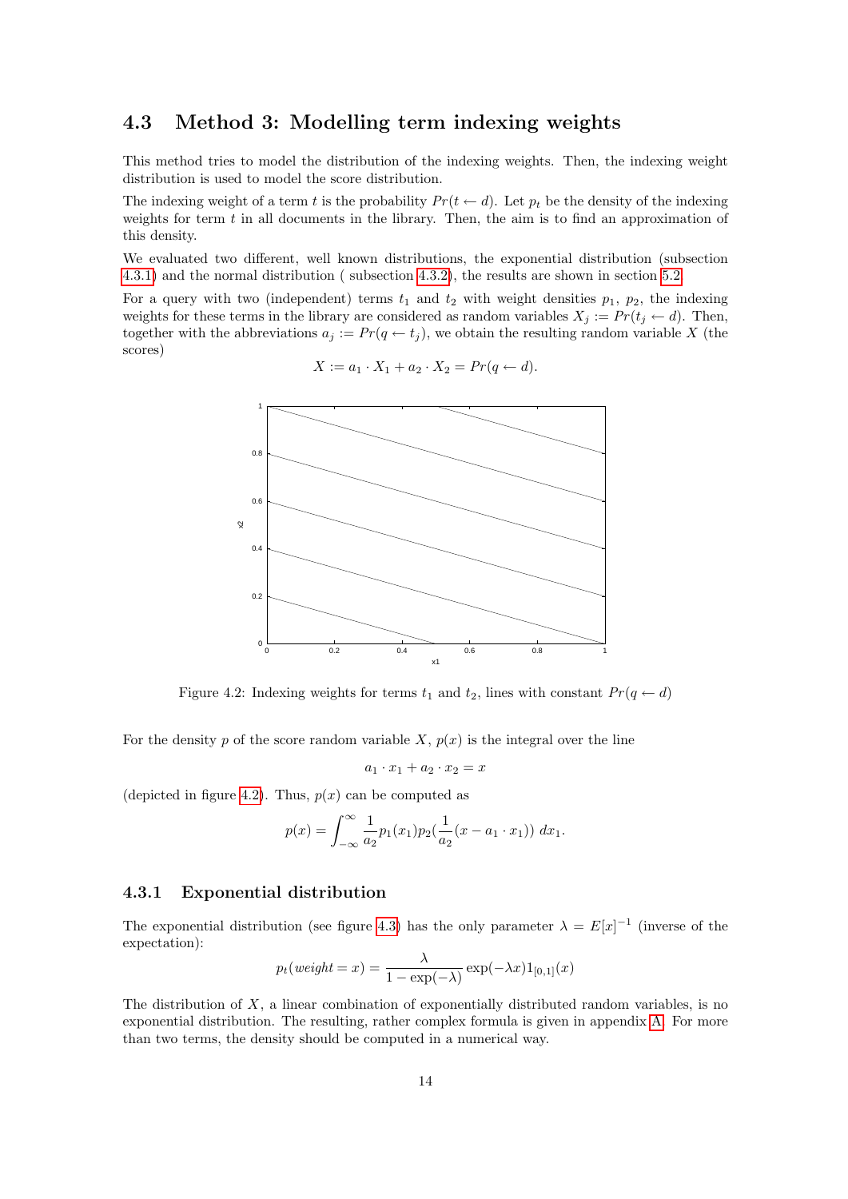## 4.3 Method 3: Modelling term indexing weights

This method tries to model the distribution of the indexing weights. Then, the indexing weight distribution is used to model the score distribution.

The indexing weight of a term $t$ is the probability $Pr(t \leftarrow d)$. Let $p_t$ be the density of the indexing weights for term $t$ in all documents in the library. Then, the aim is to find an approximation of this density.

We evaluated two different, well known distributions, the exponential distribution (subsection 4.3.1) and the normal distribution ( subsection 4.3.2), the results are shown in section 5.2.

For a query with two (independent) terms $t_1$ and $t_2$ with weight densities $p_1$, $p_2$, the indexing weights for these terms in the library are considered as random variables $X_j := Pr(t_j \leftarrow d)$. Then, together with the abbreviations $a_j := Pr(q \leftarrow t_j)$, we obtain the resulting random variable $X$ (the scores)

$$X := a_1 \cdot X_1 + a_2 \cdot X_2 = Pr(q \leftarrow d).$$

Figure 4.2: Indexing weights for terms $t_1$ and $t_2$, lines with constant $Pr(q \leftarrow d)$

For the density $p$ of the score random variable $X$, $p(x)$ is the integral over the line

$$a_1 \cdot x_1 + a_2 \cdot x_2 = x$$

(depicted in figure 4.2). Thus, $p(x)$ can be computed as

$$p(x) = \int_{-\infty}^{\infty} \frac{1}{a_2} p_1(x_1) p_2(\frac{1}{a_2}(x - a_1 \cdot x_1)) \, dx_1.$$

### 4.3.1 Exponential distribution

The exponential distribution (see figure 4.3) has the only parameter $\lambda = E[x]^{-1}$ (inverse of the expectation):

$$p_t(weight = x) = \frac{\lambda}{1 - \exp(-\lambda)} \exp(-\lambda x) 1_{[0,1]}(x)$$

The distribution of $X$, a linear combination of exponentially distributed random variables, is no exponential distribution. The resulting, rather complex formula is given in appendix A. For more than two terms, the density should be computed in a numerical way.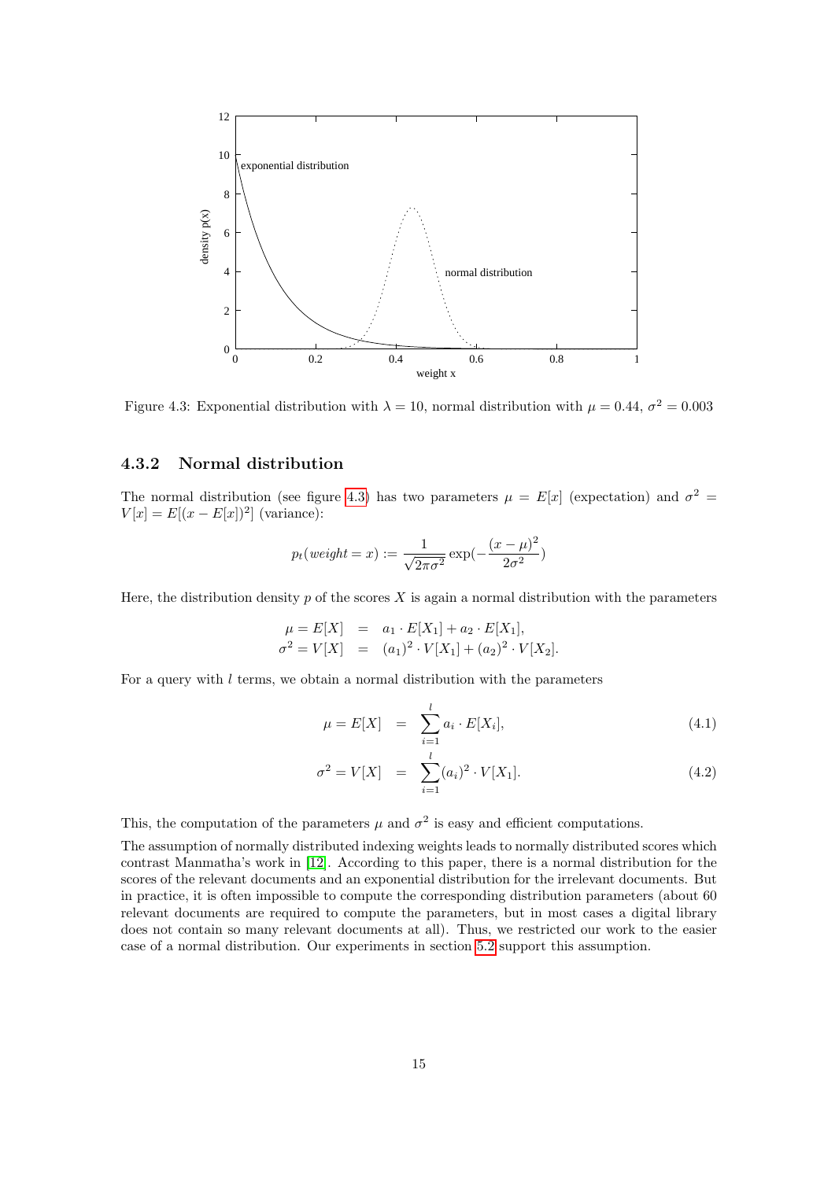Figure 4.3: Exponential distribution with $\lambda = 10$, normal distribution with $\mu = 0.44$, $\sigma^2 = 0.003$

### 4.3.2 Normal distribution

The normal distribution (see figure 4.3) has two parameters $\mu = E[x]$ (expectation) and $\sigma^2 = V[x] = E[(x - E[x])^2]$ (variance):

$$p_t(weight = x) := \frac{1}{\sqrt{2\pi\sigma^2}} \exp(-\frac{(x-\mu)^2}{2\sigma^2})$$

Here, the distribution density $p$ of the scores $X$ is again a normal distribution with the parameters

$$\begin{aligned}
\mu = E[X] &= a_1 \cdot E[X_1] + a_2 \cdot E[X_1], \\
\sigma^2 = V[X] &= (a_1)^2 \cdot V[X_1] + (a_2)^2 \cdot V[X_2].
\end{aligned}$$

For a query with $l$ terms, we obtain a normal distribution with the parameters

$$\mu = E[X] = \sum_{i=1}^{l} a_i \cdot E[X_i], \tag{4.1}$$

$$\sigma^2 = V[X] = \sum_{i=1}^{l} (a_i)^2 \cdot V[X_1]. \tag{4.2}$$

This, the computation of the parameters $\mu$ and $\sigma^2$ is easy and efficient computations.

The assumption of normally distributed indexing weights leads to normally distributed scores which contrast Manmatha's work in [12]. According to this paper, there is a normal distribution for the scores of the relevant documents and an exponential distribution for the irrelevant documents. But in practice, it is often impossible to compute the corresponding distribution parameters (about 60 relevant documents are required to compute the parameters, but in most cases a digital library does not contain so many relevant documents at all). Thus, we restricted our work to the easier case of a normal distribution. Our experiments in section 5.2 support this assumption.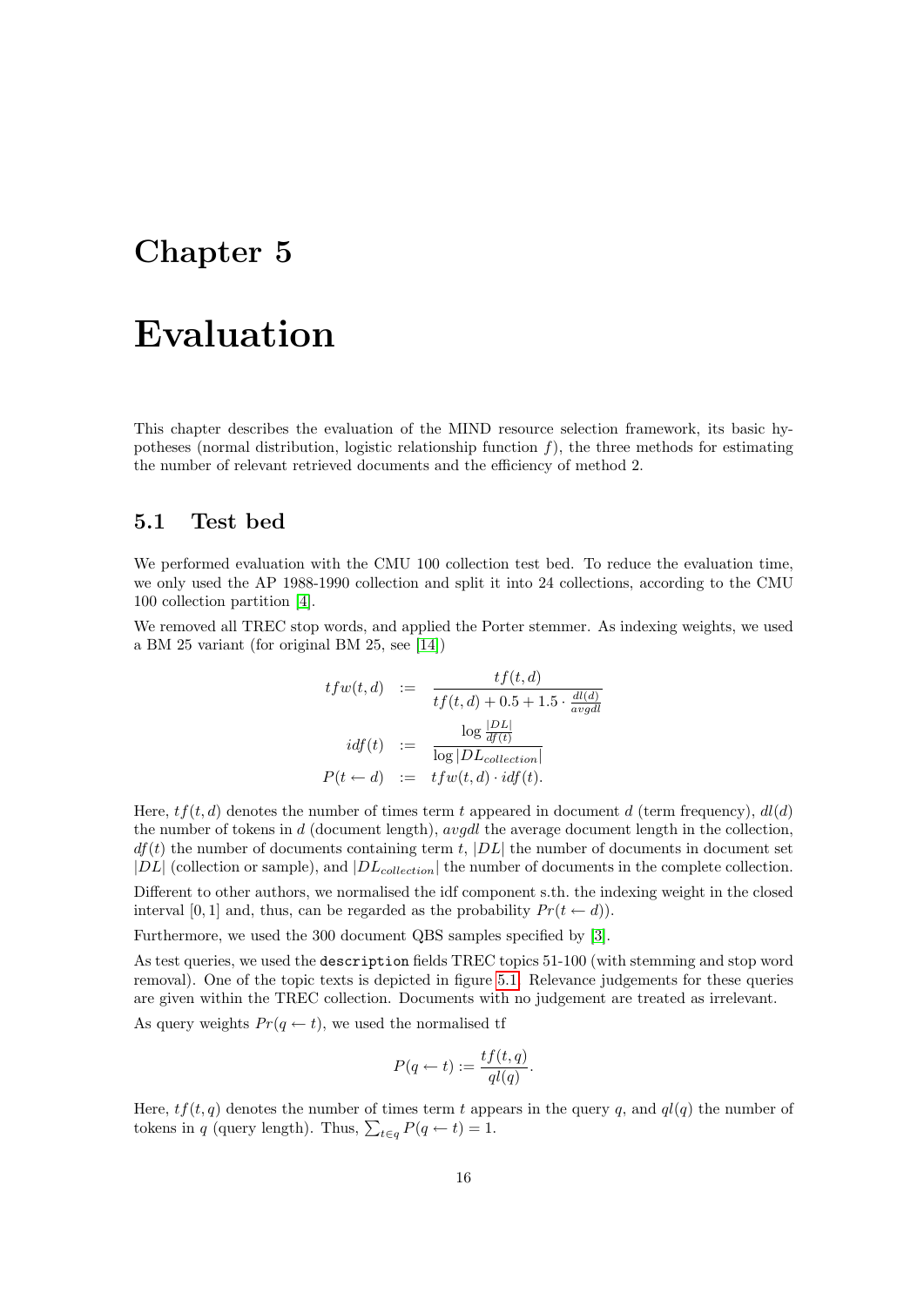# Chapter 5

# Evaluation

This chapter describes the evaluation of the MIND resource selection framework, its basic hypotheses (normal distribution, logistic relationship function $f$), the three methods for estimating the number of relevant retrieved documents and the efficiency of method 2.

## 5.1 Test bed

We performed evaluation with the CMU 100 collection test bed. To reduce the evaluation time, we only used the AP 1988-1990 collection and split it into 24 collections, according to the CMU 100 collection partition [4].

We removed all TREC stop words, and applied the Porter stemmer. As indexing weights, we used a BM 25 variant (for original BM 25, see [14])

$$
\begin{aligned}
tfw(t,d) &:= \frac{tf(t,d)}{tf(t,d) + 0.5 + 1.5 \cdot \frac{dl(d)}{avgdl}} \\
idf(t) &:= \frac{\log \frac{|DL|}{df(t)}}{\log |DL_{collection}|} \\
P(t \leftarrow d) &:= tfw(t,d) \cdot idf(t).
\end{aligned}
$$

Here, $tf(t,d)$ denotes the number of times term $t$ appeared in document $d$ (term frequency), $dl(d)$ the number of tokens in $d$ (document length), $avgdl$ the average document length in the collection, $df(t)$ the number of documents containing term $t$, $|DL|$ the number of documents in document set $|DL|$ (collection or sample), and $|DL_{collection}|$ the number of documents in the complete collection.

Different to other authors, we normalised the idf component s.th. the indexing weight in the closed interval $[0,1]$ and, thus, can be regarded as the probability $Pr(t \leftarrow d)$).

Furthermore, we used the 300 document QBS samples specified by [3].

As test queries, we used the `description` fields TREC topics 51-100 (with stemming and stop word removal). One of the topic texts is depicted in figure 5.1. Relevance judgements for these queries are given within the TREC collection. Documents with no judgement are treated as irrelevant.

As query weights $Pr(q \leftarrow t)$, we used the normalised tf

$$
P(q \leftarrow t) := \frac{tf(t,q)}{ql(q)}.
$$

Here, $tf(t,q)$ denotes the number of times term $t$ appears in the query $q$, and $ql(q)$ the number of tokens in $q$ (query length). Thus, $\sum_{t \in q} P(q \leftarrow t) = 1$.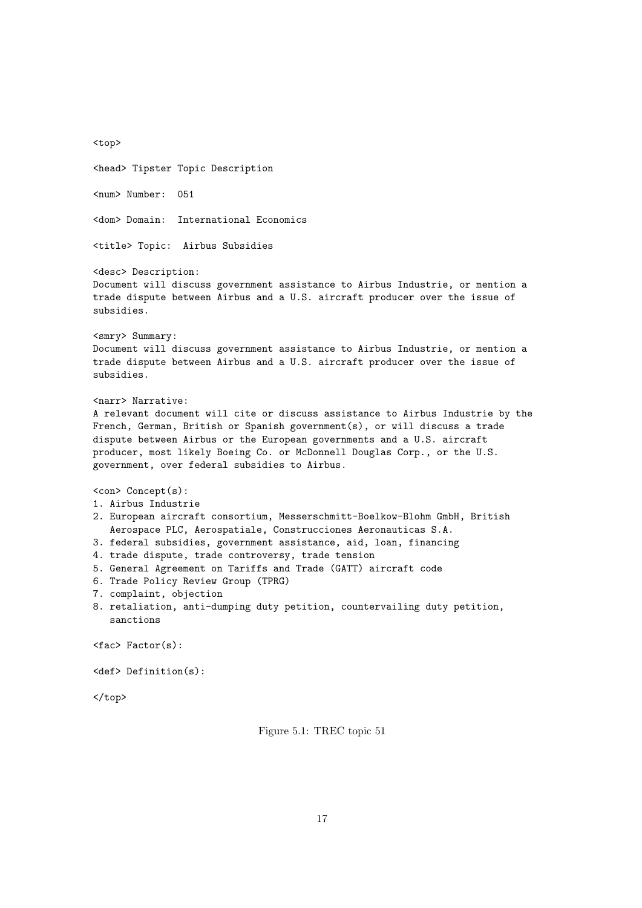```
<top>

<head> Tipster Topic Description

<num> Number:  051

<dom> Domain:  International Economics

<title> Topic:  Airbus Subsidies

<desc> Description:
Document will discuss government assistance to Airbus Industrie, or mention a
trade dispute between Airbus and a U.S. aircraft producer over the issue of
subsidies.

<smry> Summary:
Document will discuss government assistance to Airbus Industrie, or mention a
trade dispute between Airbus and a U.S. aircraft producer over the issue of
subsidies.

<narr> Narrative:
A relevant document will cite or discuss assistance to Airbus Industrie by the
French, German, British or Spanish government(s), or will discuss a trade
dispute between Airbus or the European governments and a U.S. aircraft
producer, most likely Boeing Co. or McDonnell Douglas Corp., or the U.S.
government, over federal subsidies to Airbus.

<con> Concept(s):
1. Airbus Industrie
2. European aircraft consortium, Messerschmitt-Boelkow-Blohm GmbH, British
   Aerospace PLC, Aerospatiale, Construcciones Aeronauticas S.A.
3. federal subsidies, government assistance, aid, loan, financing
4. trade dispute, trade controversy, trade tension
5. General Agreement on Tariffs and Trade (GATT) aircraft code
6. Trade Policy Review Group (TPRG)
7. complaint, objection
8. retaliation, anti-dumping duty petition, countervailing duty petition,
   sanctions

<fac> Factor(s):

<def> Definition(s):

</top>
```

Figure 5.1: TREC topic 51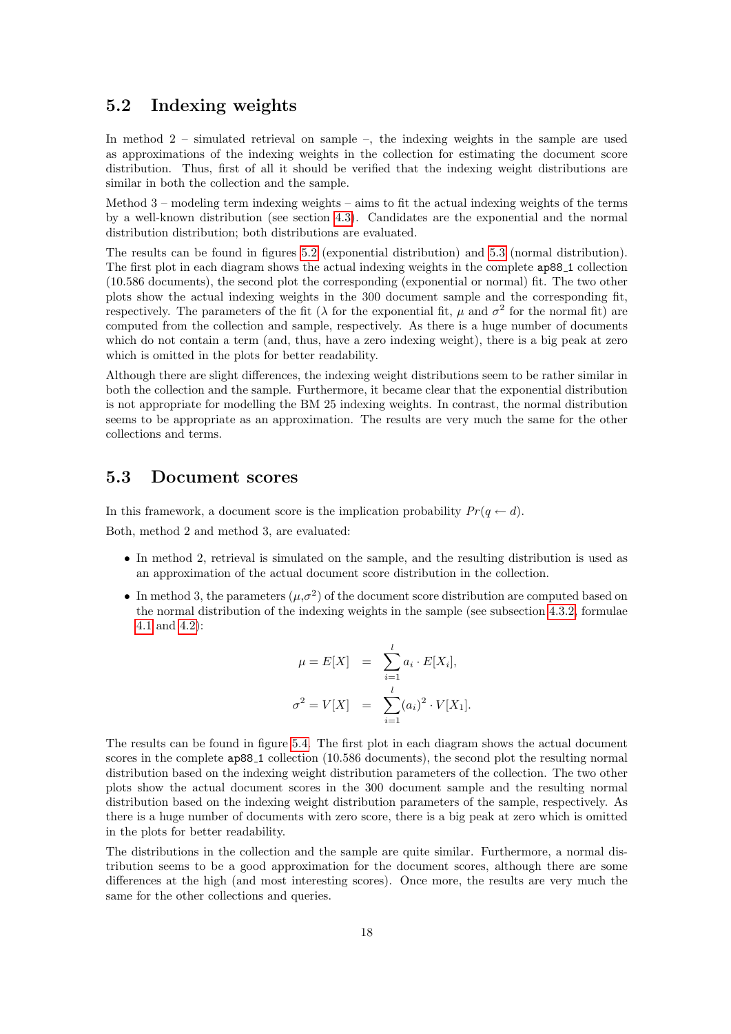## 5.2 Indexing weights

In method 2 – simulated retrieval on sample –, the indexing weights in the sample are used as approximations of the indexing weights in the collection for estimating the document score distribution. Thus, first of all it should be verified that the indexing weight distributions are similar in both the collection and the sample.

Method 3 – modeling term indexing weights – aims to fit the actual indexing weights of the terms by a well-known distribution (see section 4.3). Candidates are the exponential and the normal distribution distribution; both distributions are evaluated.

The results can be found in figures 5.2 (exponential distribution) and 5.3 (normal distribution). The first plot in each diagram shows the actual indexing weights in the complete `ap88_1` collection (10.586 documents), the second plot the corresponding (exponential or normal) fit. The two other plots show the actual indexing weights in the 300 document sample and the corresponding fit, respectively. The parameters of the fit ($\lambda$ for the exponential fit, $\mu$ and $\sigma^2$ for the normal fit) are computed from the collection and sample, respectively. As there is a huge number of documents which do not contain a term (and, thus, have a zero indexing weight), there is a big peak at zero which is omitted in the plots for better readability.

Although there are slight differences, the indexing weight distributions seem to be rather similar in both the collection and the sample. Furthermore, it became clear that the exponential distribution is not appropriate for modelling the BM 25 indexing weights. In contrast, the normal distribution seems to be appropriate as an approximation. The results are very much the same for the other collections and terms.

## 5.3 Document scores

In this framework, a document score is the implication probability $Pr(q \leftarrow d)$.

Both, method 2 and method 3, are evaluated:

- In method 2, retrieval is simulated on the sample, and the resulting distribution is used as an approximation of the actual document score distribution in the collection.
- In method 3, the parameters $(\mu,\sigma^2)$ of the document score distribution are computed based on the normal distribution of the indexing weights in the sample (see subsection 4.3.2, formulae 4.1 and 4.2):

$$
\begin{aligned}
\mu = E[X] &= \sum_{i=1}^{l} a_i \cdot E[X_i], \\
\sigma^2 = V[X] &= \sum_{i=1}^{l} (a_i)^2 \cdot V[X_1].
\end{aligned}
$$

The results can be found in figure 5.4. The first plot in each diagram shows the actual document scores in the complete `ap88_1` collection (10.586 documents), the second plot the resulting normal distribution based on the indexing weight distribution parameters of the collection. The two other plots show the actual document scores in the 300 document sample and the resulting normal distribution based on the indexing weight distribution parameters of the sample, respectively. As there is a huge number of documents with zero score, there is a big peak at zero which is omitted in the plots for better readability.

The distributions in the collection and the sample are quite similar. Furthermore, a normal distribution seems to be a good approximation for the document scores, although there are some differences at the high (and most interesting scores). Once more, the results are very much the same for the other collections and queries.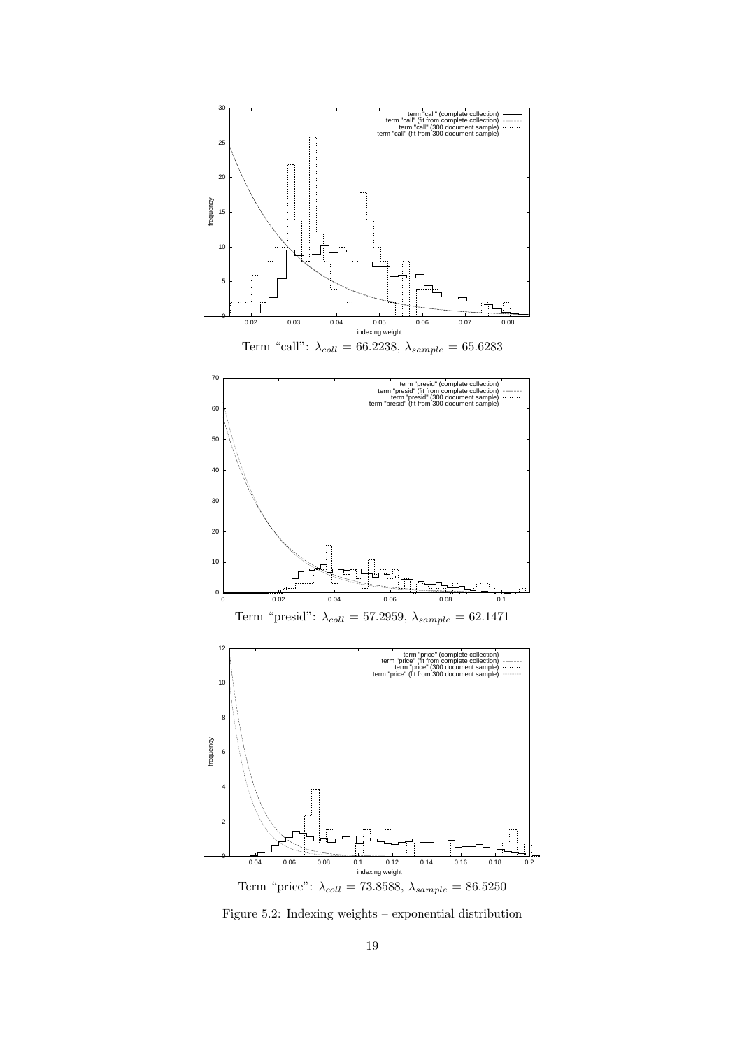Term "call": $\lambda_{coll} = 66.2238$, $\lambda_{sample} = 65.6283$

Term "presid": $\lambda_{coll} = 57.2959$, $\lambda_{sample} = 62.1471$

Term "price": $\lambda_{coll} = 73.8588$, $\lambda_{sample} = 86.5250$

Figure 5.2: Indexing weights – exponential distribution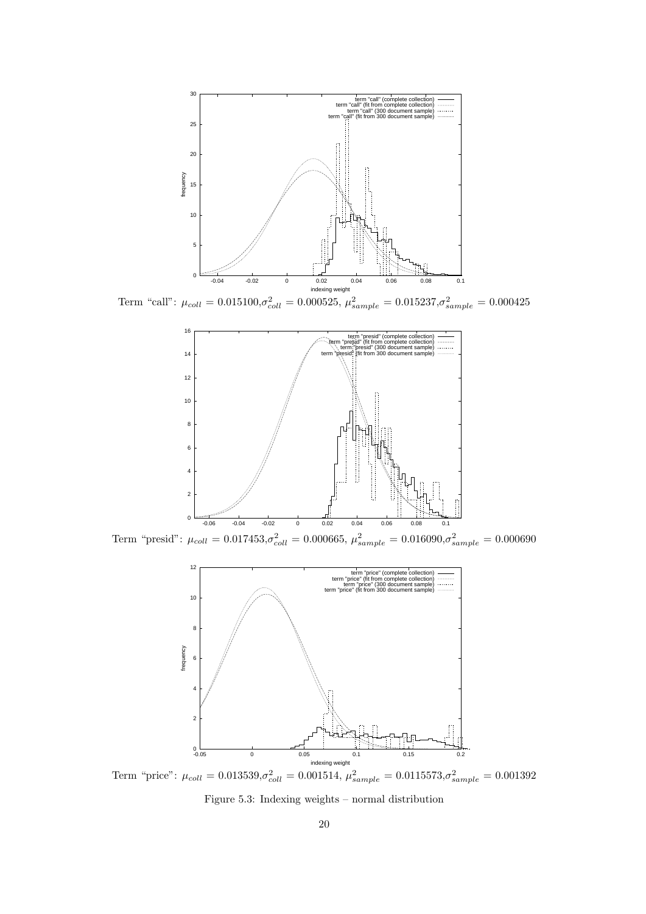Term "call": $\mu_{coll} = 0.015100, \sigma^2_{coll} = 0.000525$, $\mu^2_{sample} = 0.015237, \sigma^2_{sample} = 0.000425$

Term "presid": $\mu_{coll} = 0.017453, \sigma^2_{coll} = 0.000665$, $\mu^2_{sample} = 0.016090, \sigma^2_{sample} = 0.000690$

Term "price": $\mu_{coll} = 0.013539, \sigma^2_{coll} = 0.001514$, $\mu^2_{sample} = 0.0115573, \sigma^2_{sample} = 0.001392$

Figure 5.3: Indexing weights – normal distribution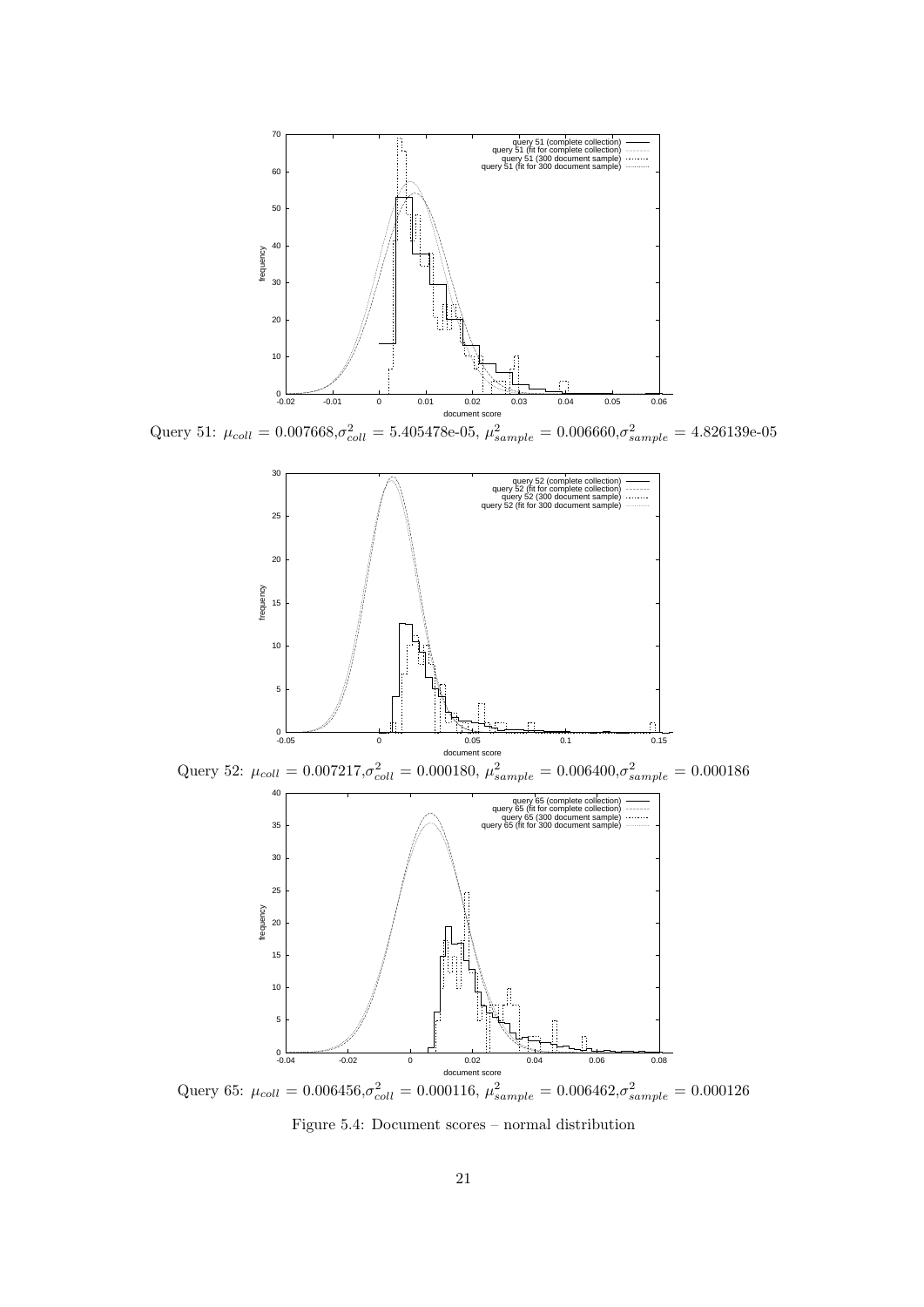Query 51: $\mu_{coll} = 0.007668, \sigma^2_{coll} = 5.405478\text{e-}05$, $\mu^2_{sample} = 0.006660, \sigma^2_{sample} = 4.826139\text{e-}05$

Query 52: $\mu_{coll} = 0.007217, \sigma^2_{coll} = 0.000180$, $\mu^2_{sample} = 0.006400, \sigma^2_{sample} = 0.000186$

Query 65: $\mu_{coll} = 0.006456, \sigma^2_{coll} = 0.000116$, $\mu^2_{sample} = 0.006462, \sigma^2_{sample} = 0.000126$

Figure 5.4: Document scores – normal distribution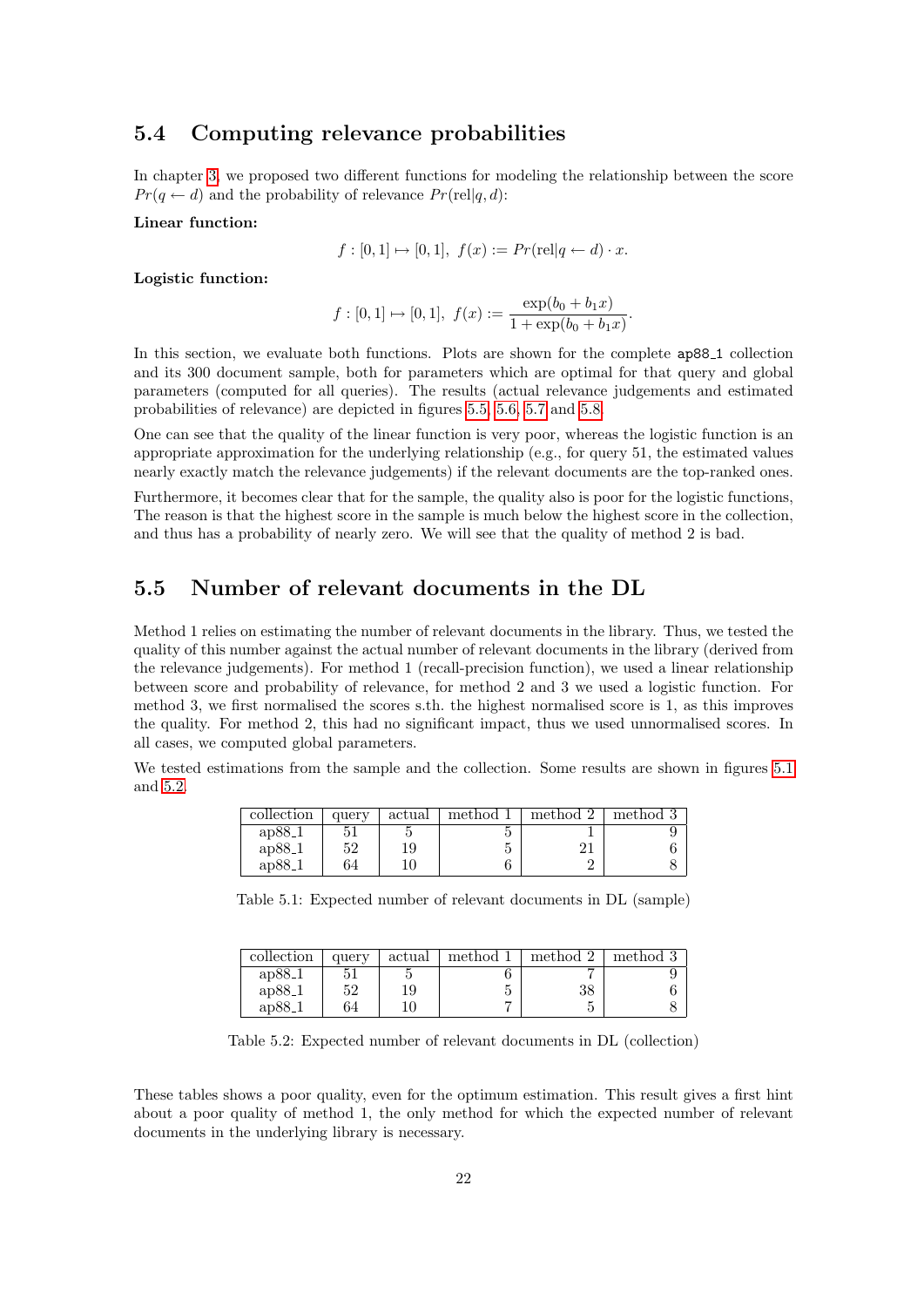## 5.4 Computing relevance probabilities

In chapter 3, we proposed two different functions for modeling the relationship between the score $Pr(q \leftarrow d)$ and the probability of relevance $Pr(\text{rel}|q, d)$:

**Linear function:**

$$f : [0, 1] \mapsto [0, 1],\ f(x) := Pr(\text{rel}|q \leftarrow d) \cdot x.$$

**Logistic function:**

$$f : [0, 1] \mapsto [0, 1],\ f(x) := \frac{\exp(b_0 + b_1 x)}{1 + \exp(b_0 + b_1 x)}.$$

In this section, we evaluate both functions. Plots are shown for the complete `ap88_1` collection and its 300 document sample, both for parameters which are optimal for that query and global parameters (computed for all queries). The results (actual relevance judgements and estimated probabilities of relevance) are depicted in figures 5.5, 5.6, 5.7 and 5.8.

One can see that the quality of the linear function is very poor, whereas the logistic function is an appropriate approximation for the underlying relationship (e.g., for query 51, the estimated values nearly exactly match the relevance judgements) if the relevant documents are the top-ranked ones.

Furthermore, it becomes clear that for the sample, the quality also is poor for the logistic functions, The reason is that the highest score in the sample is much below the highest score in the collection, and thus has a probability of nearly zero. We will see that the quality of method 2 is bad.

## 5.5 Number of relevant documents in the DL

Method 1 relies on estimating the number of relevant documents in the library. Thus, we tested the quality of this number against the actual number of relevant documents in the library (derived from the relevance judgements). For method 1 (recall-precision function), we used a linear relationship between score and probability of relevance, for method 2 and 3 we used a logistic function. For method 3, we first normalised the scores s.th. the highest normalised score is 1, as this improves the quality. For method 2, this had no significant impact, thus we used unnormalised scores. In all cases, we computed global parameters.

We tested estimations from the sample and the collection. Some results are shown in figures 5.1 and 5.2.

| collection | query | actual | method 1 | method 2 | method 3 |
|---|---|---|---|---|---|
| ap88_1 | 51 | 5 | 5 | 1 | 9 |
| ap88_1 | 52 | 19 | 5 | 21 | 6 |
| ap88_1 | 64 | 10 | 6 | 2 | 8 |

Table 5.1: Expected number of relevant documents in DL (sample)

| collection | query | actual | method 1 | method 2 | method 3 |
|---|---|---|---|---|---|
| ap88_1 | 51 | 5 | 6 | 7 | 9 |
| ap88_1 | 52 | 19 | 5 | 38 | 6 |
| ap88_1 | 64 | 10 | 7 | 5 | 8 |

Table 5.2: Expected number of relevant documents in DL (collection)

These tables shows a poor quality, even for the optimum estimation. This result gives a first hint about a poor quality of method 1, the only method for which the expected number of relevant documents in the underlying library is necessary.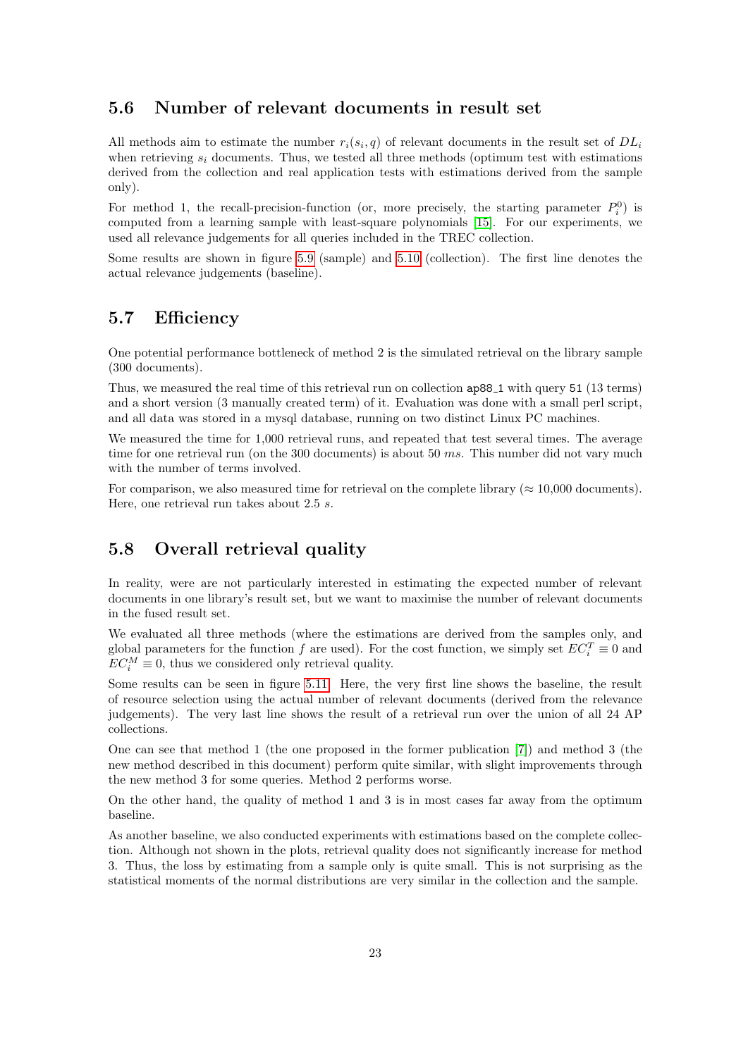## 5.6 Number of relevant documents in result set

All methods aim to estimate the number $r_i(s_i, q)$ of relevant documents in the result set of $DL_i$ when retrieving $s_i$ documents. Thus, we tested all three methods (optimum test with estimations derived from the collection and real application tests with estimations derived from the sample only).

For method 1, the recall-precision-function (or, more precisely, the starting parameter $P_i^0$) is computed from a learning sample with least-square polynomials [15]. For our experiments, we used all relevance judgements for all queries included in the TREC collection.

Some results are shown in figure 5.9 (sample) and 5.10 (collection). The first line denotes the actual relevance judgements (baseline).

## 5.7 Efficiency

One potential performance bottleneck of method 2 is the simulated retrieval on the library sample (300 documents).

Thus, we measured the real time of this retrieval run on collection `ap88_1` with query `51` (13 terms) and a short version (3 manually created term) of it. Evaluation was done with a small perl script, and all data was stored in a mysql database, running on two distinct Linux PC machines.

We measured the time for 1,000 retrieval runs, and repeated that test several times. The average time for one retrieval run (on the 300 documents) is about 50 *ms*. This number did not vary much with the number of terms involved.

For comparison, we also measured time for retrieval on the complete library ($\approx$ 10,000 documents). Here, one retrieval run takes about 2.5 *s*.

## 5.8 Overall retrieval quality

In reality, were are not particularly interested in estimating the expected number of relevant documents in one library's result set, but we want to maximise the number of relevant documents in the fused result set.

We evaluated all three methods (where the estimations are derived from the samples only, and global parameters for the function $f$ are used). For the cost function, we simply set $EC_i^T \equiv 0$ and $EC_i^M \equiv 0$, thus we considered only retrieval quality.

Some results can be seen in figure 5.11. Here, the very first line shows the baseline, the result of resource selection using the actual number of relevant documents (derived from the relevance judgements). The very last line shows the result of a retrieval run over the union of all 24 AP collections.

One can see that method 1 (the one proposed in the former publication [7]) and method 3 (the new method described in this document) perform quite similar, with slight improvements through the new method 3 for some queries. Method 2 performs worse.

On the other hand, the quality of method 1 and 3 is in most cases far away from the optimum baseline.

As another baseline, we also conducted experiments with estimations based on the complete collection. Although not shown in the plots, retrieval quality does not significantly increase for method 3. Thus, the loss by estimating from a sample only is quite small. This is not surprising as the statistical moments of the normal distributions are very similar in the collection and the sample.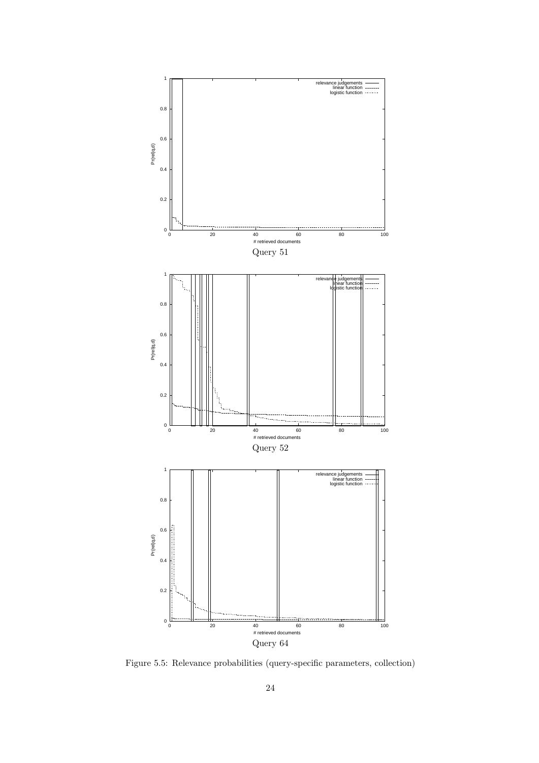Query 51

Query 52

Query 64

Figure 5.5: Relevance probabilities (query-specific parameters, collection)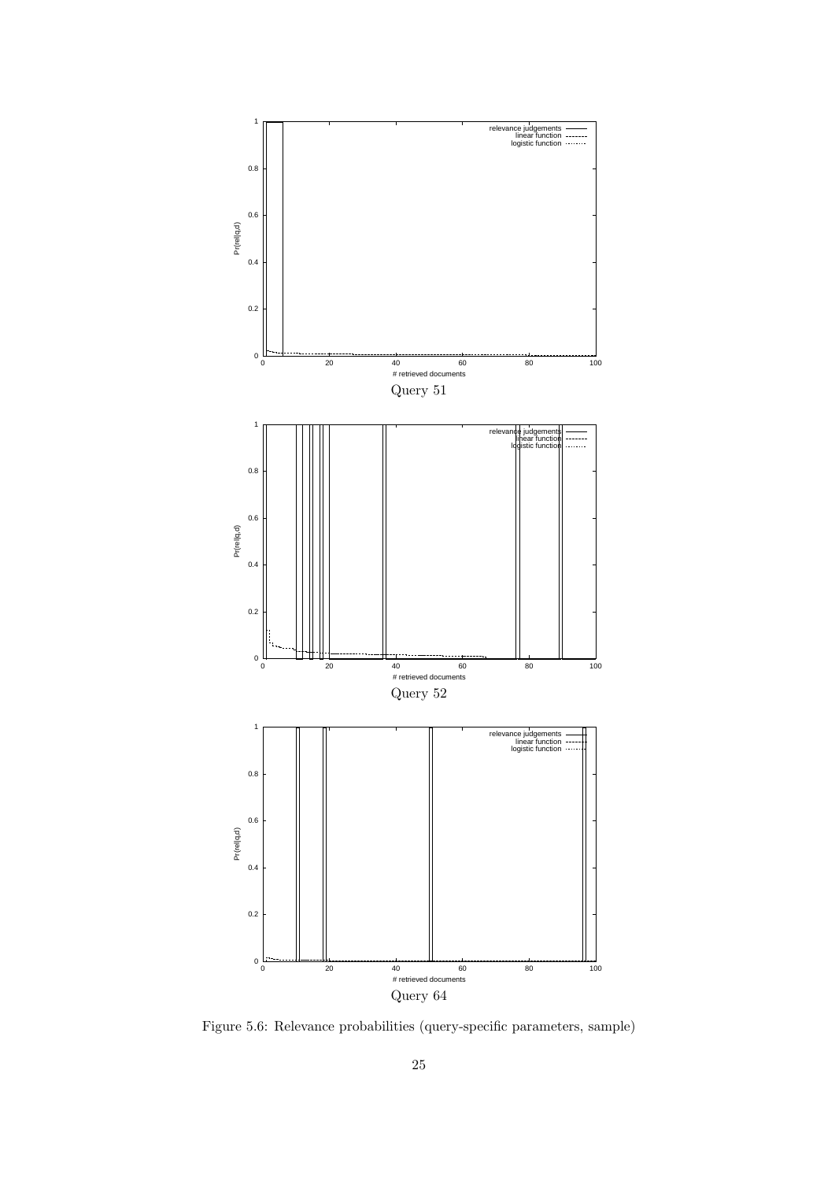Query 51

Query 52

Query 64

Figure 5.6: Relevance probabilities (query-specific parameters, sample)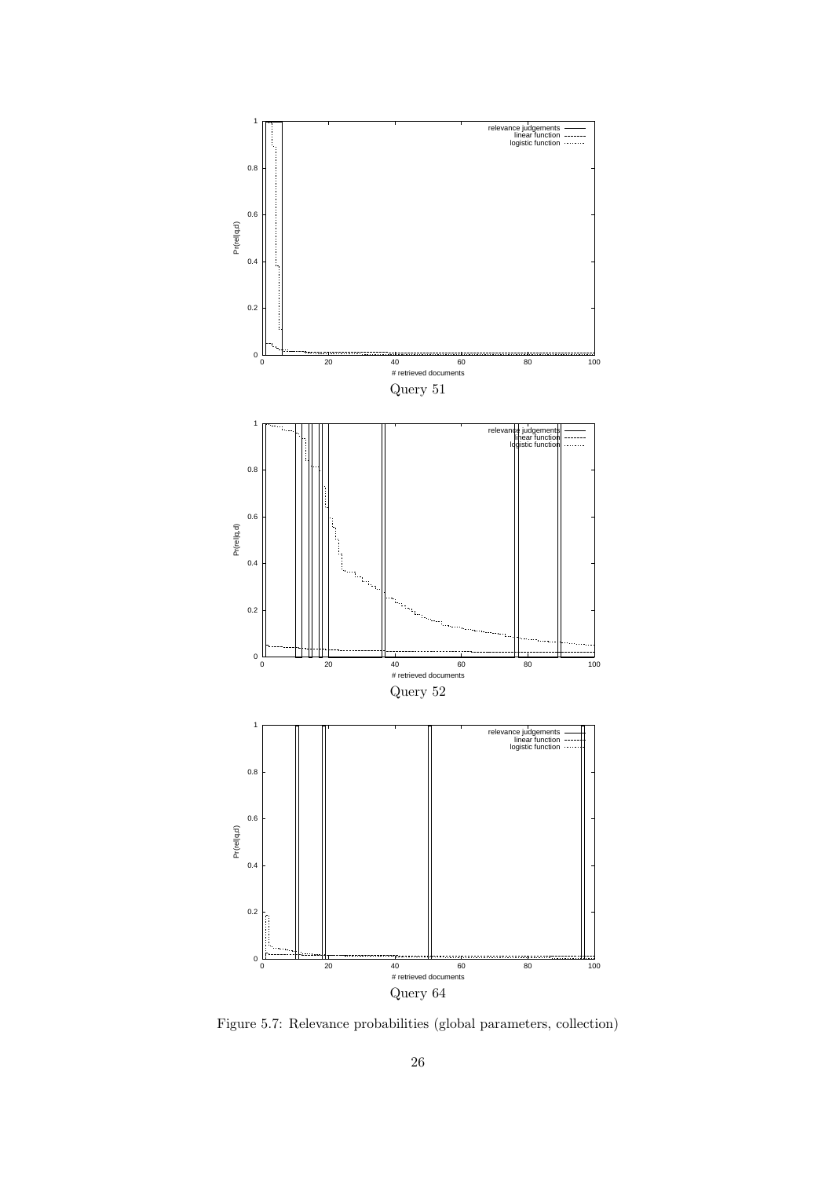Query 51

Query 52

Query 64

Figure 5.7: Relevance probabilities (global parameters, collection)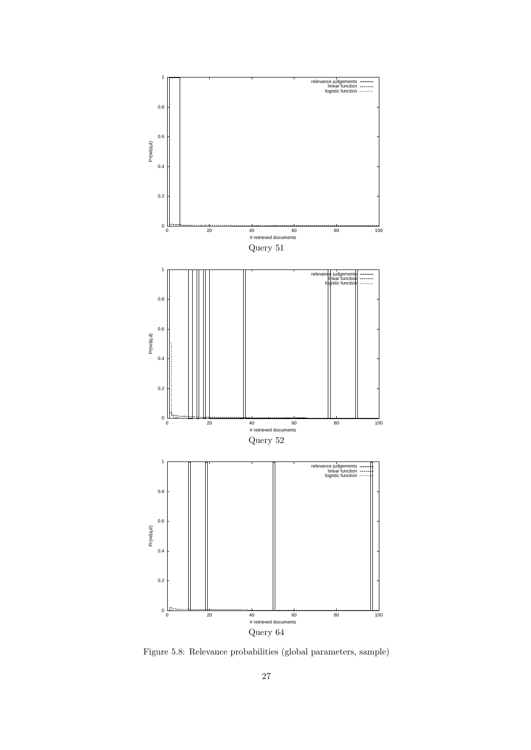Query 51

Query 52

Query 64

Figure 5.8: Relevance probabilities (global parameters, sample)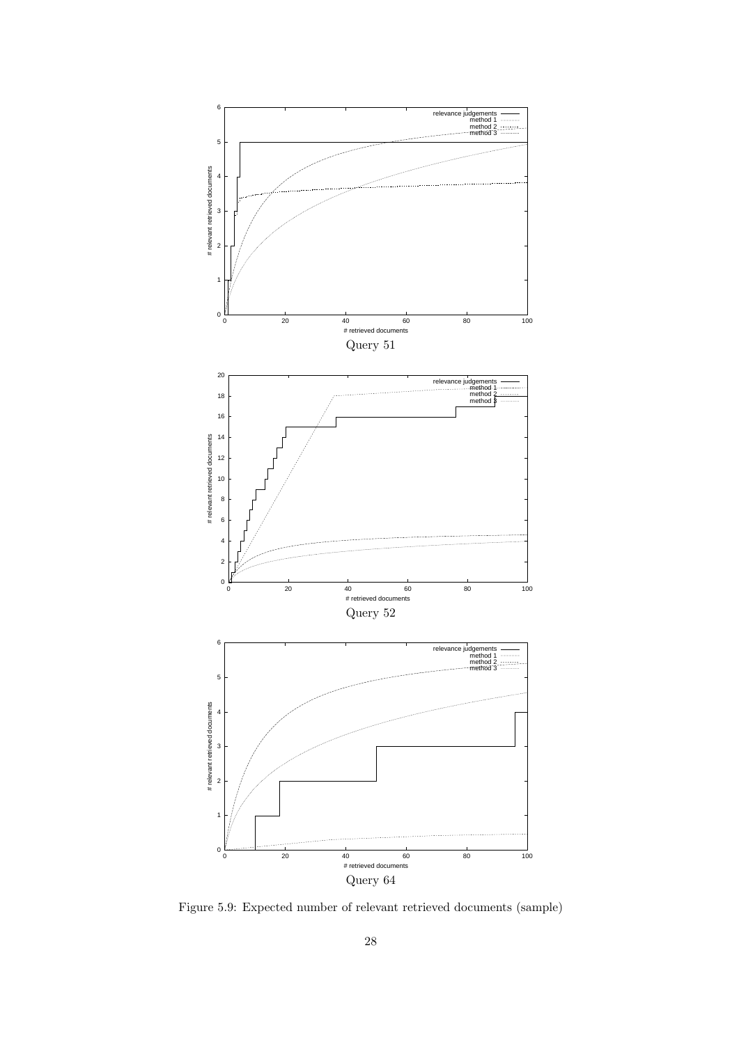Query 51

Query 52

Query 64

Figure 5.9: Expected number of relevant retrieved documents (sample)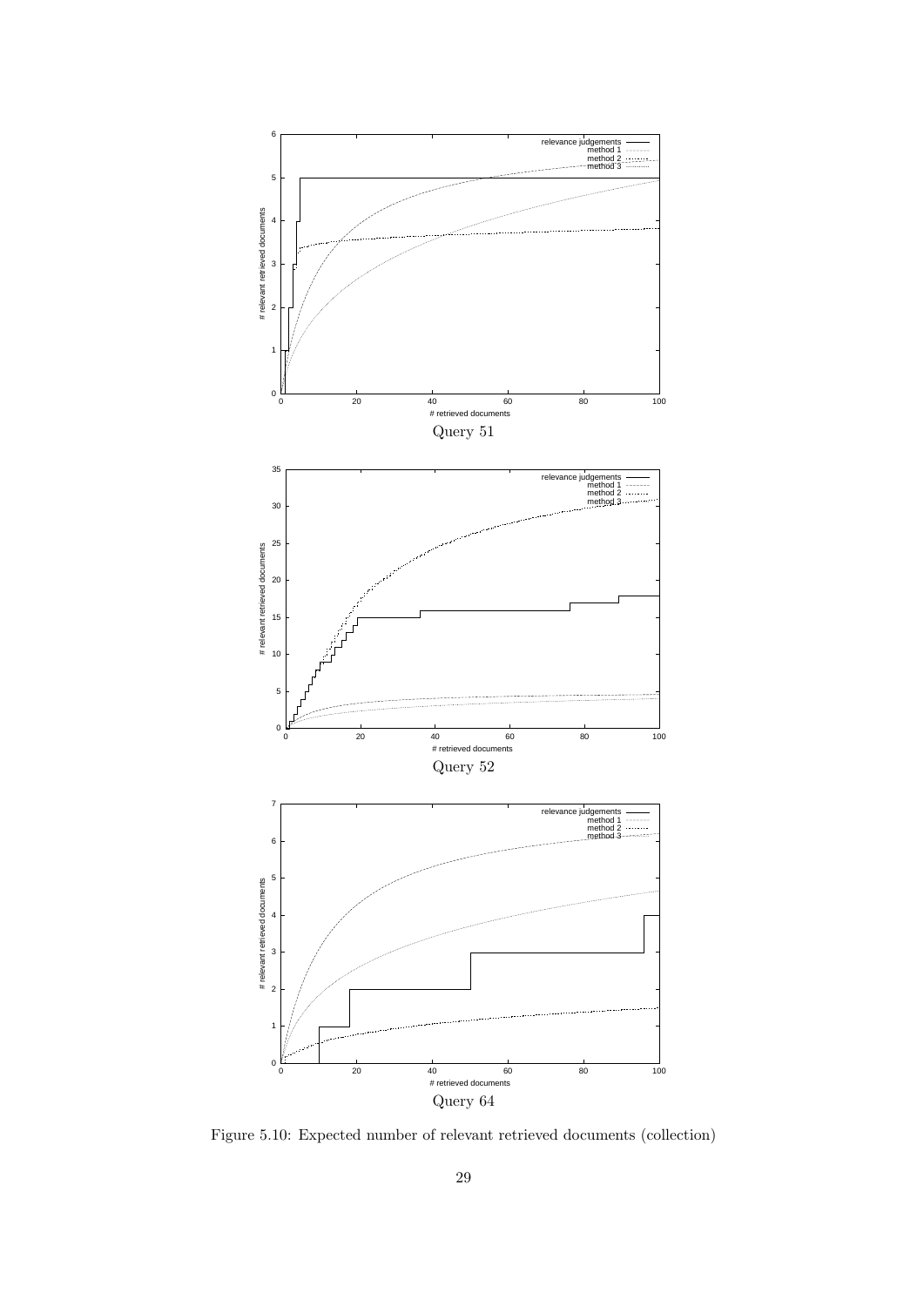Query 51

Query 52

Query 64

Figure 5.10: Expected number of relevant retrieved documents (collection)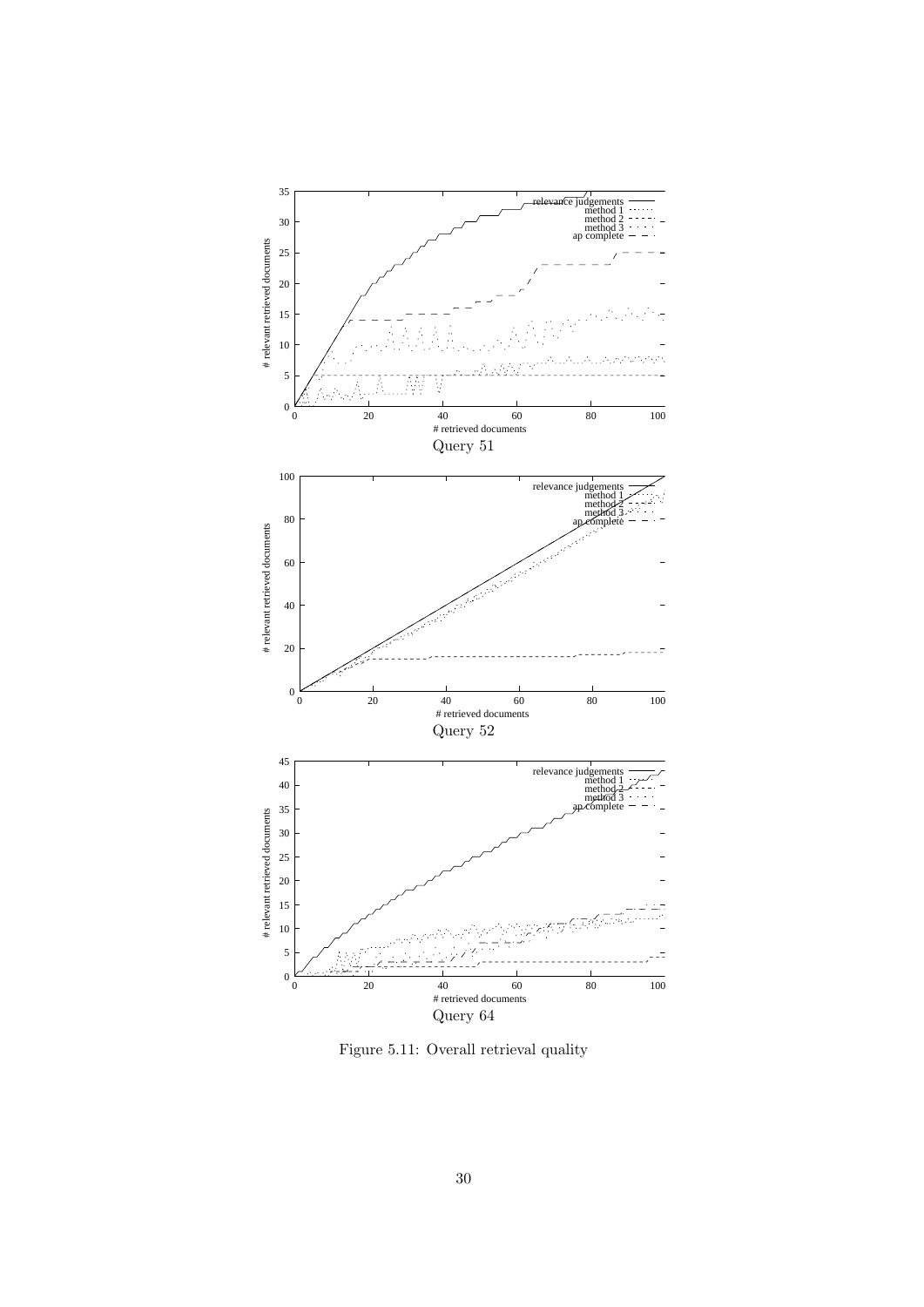Query 51

Query 52

Query 64

Figure 5.11: Overall retrieval quality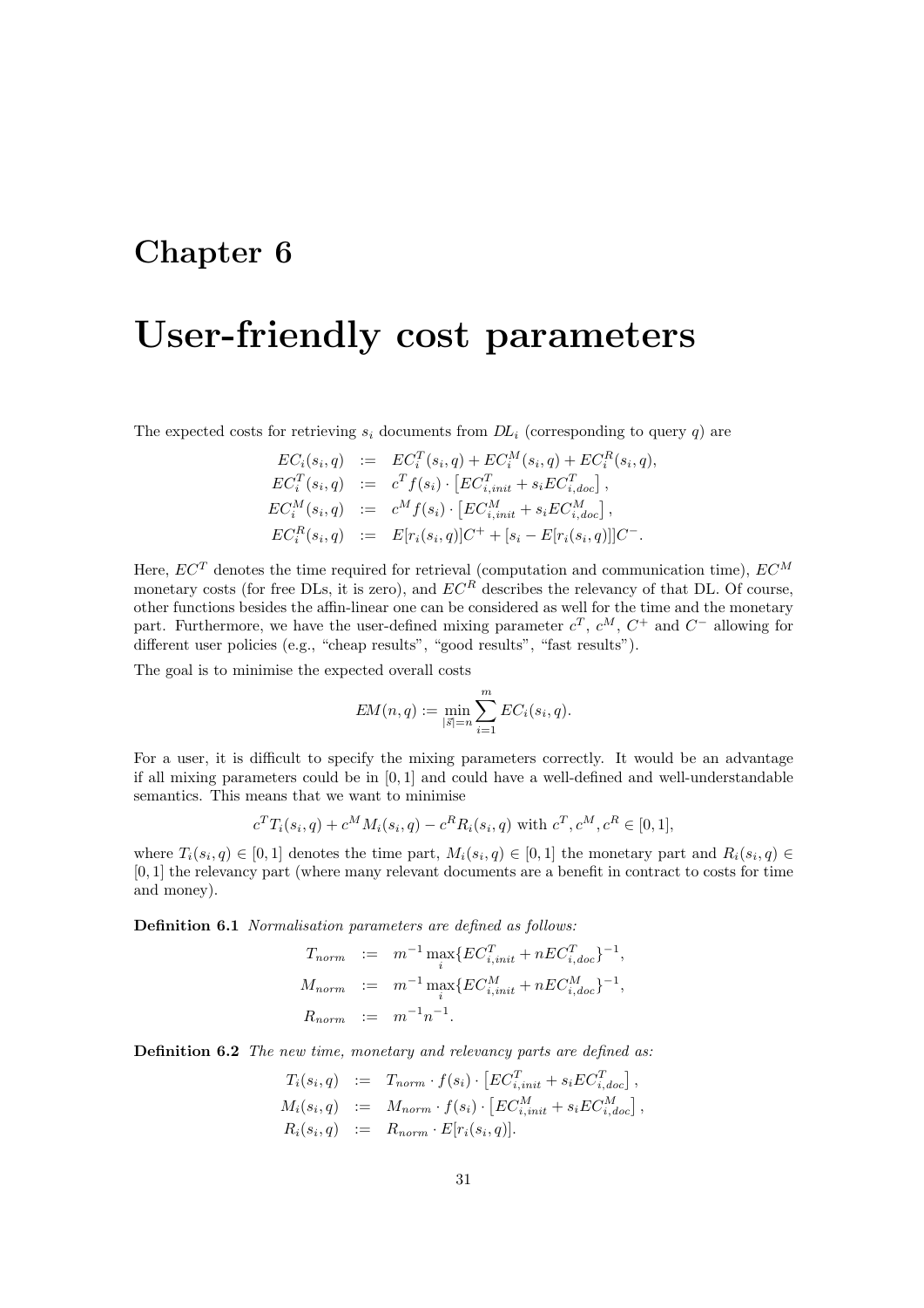# Chapter 6

# User-friendly cost parameters

The expected costs for retrieving $s_i$ documents from $DL_i$ (corresponding to query $q$) are

$$
\begin{aligned}
EC_i(s_i, q) &:= EC_i^T(s_i, q) + EC_i^M(s_i, q) + EC_i^R(s_i, q), \\
EC_i^T(s_i, q) &:= c^T f(s_i) \cdot \left[EC_{i,init}^T + s_i EC_{i,doc}^T\right], \\
EC_i^M(s_i, q) &:= c^M f(s_i) \cdot \left[EC_{i,init}^M + s_i EC_{i,doc}^M\right], \\
EC_i^R(s_i, q) &:= E[r_i(s_i, q)]C^+ + [s_i - E[r_i(s_i, q)]]C^-.
\end{aligned}
$$

Here, $EC^T$ denotes the time required for retrieval (computation and communication time), $EC^M$ monetary costs (for free DLs, it is zero), and $EC^R$ describes the relevancy of that DL. Of course, other functions besides the affin-linear one can be considered as well for the time and the monetary part. Furthermore, we have the user-defined mixing parameter $c^T$, $c^M$, $C^+$ and $C^-$ allowing for different user policies (e.g., "cheap results", "good results", "fast results").

The goal is to minimise the expected overall costs

$$
EM(n, q) := \min_{|\vec{s}|=n} \sum_{i=1}^{m} EC_i(s_i, q).
$$

For a user, it is difficult to specify the mixing parameters correctly. It would be an advantage if all mixing parameters could be in $[0, 1]$ and could have a well-defined and well-understandable semantics. This means that we want to minimise

$$
c^T T_i(s_i, q) + c^M M_i(s_i, q) - c^R R_i(s_i, q) \text{ with } c^T, c^M, c^R \in [0, 1],
$$

where $T_i(s_i, q) \in [0, 1]$ denotes the time part, $M_i(s_i, q) \in [0, 1]$ the monetary part and $R_i(s_i, q) \in [0, 1]$ the relevancy part (where many relevant documents are a benefit in contract to costs for time and money).

**Definition 6.1** *Normalisation parameters are defined as follows:*

$$
\begin{aligned}
T_{norm} &:= m^{-1} \max_i \{EC_{i,init}^T + nEC_{i,doc}^T\}^{-1}, \\
M_{norm} &:= m^{-1} \max_i \{EC_{i,init}^M + nEC_{i,doc}^M\}^{-1}, \\
R_{norm} &:= m^{-1} n^{-1}.
\end{aligned}
$$

**Definition 6.2** *The new time, monetary and relevancy parts are defined as:*

$$
\begin{aligned}
T_i(s_i, q) &:= T_{norm} \cdot f(s_i) \cdot \left[EC_{i,init}^T + s_i EC_{i,doc}^T\right], \\
M_i(s_i, q) &:= M_{norm} \cdot f(s_i) \cdot \left[EC_{i,init}^M + s_i EC_{i,doc}^M\right], \\
R_i(s_i, q) &:= R_{norm} \cdot E[r_i(s_i, q)].
\end{aligned}
$$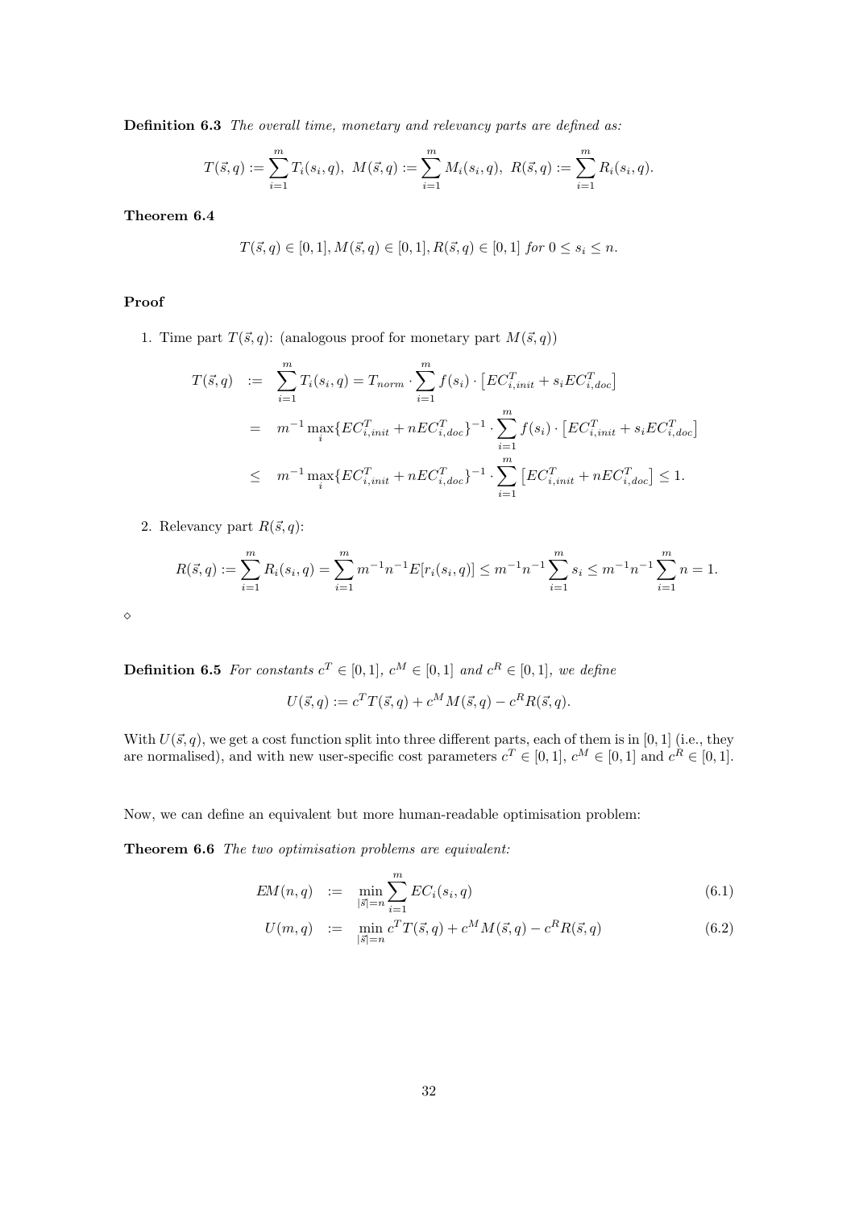**Definition 6.3** *The overall time, monetary and relevancy parts are defined as:*

$$T(\vec{s}, q) := \sum_{i=1}^{m} T_i(s_i, q),\ M(\vec{s}, q) := \sum_{i=1}^{m} M_i(s_i, q),\ R(\vec{s}, q) := \sum_{i=1}^{m} R_i(s_i, q).$$

**Theorem 6.4**

$$T(\vec{s}, q) \in [0,1], M(\vec{s}, q) \in [0,1], R(\vec{s}, q) \in [0,1] \text{ for } 0 \le s_i \le n.$$

**Proof**

1. Time part $T(\vec{s}, q)$: (analogous proof for monetary part $M(\vec{s}, q)$)

$$\begin{aligned}
T(\vec{s}, q) &:= \sum_{i=1}^{m} T_i(s_i, q) = T_{norm} \cdot \sum_{i=1}^{m} f(s_i) \cdot \left[EC^T_{i,init} + s_i EC^T_{i,doc}\right] \\
&= m^{-1} \max_i \{EC^T_{i,init} + nEC^T_{i,doc}\}^{-1} \cdot \sum_{i=1}^{m} f(s_i) \cdot \left[EC^T_{i,init} + s_i EC^T_{i,doc}\right] \\
&\le m^{-1} \max_i \{EC^T_{i,init} + nEC^T_{i,doc}\}^{-1} \cdot \sum_{i=1}^{m} \left[EC^T_{i,init} + nEC^T_{i,doc}\right] \le 1.
\end{aligned}$$

2. Relevancy part $R(\vec{s}, q)$:

$$R(\vec{s}, q) := \sum_{i=1}^{m} R_i(s_i, q) = \sum_{i=1}^{m} m^{-1} n^{-1} E[r_i(s_i, q)] \le m^{-1} n^{-1} \sum_{i=1}^{m} s_i \le m^{-1} n^{-1} \sum_{i=1}^{m} n = 1.$$

$\diamond$

**Definition 6.5** *For constants $c^T \in [0,1]$, $c^M \in [0,1]$ and $c^R \in [0,1]$, we define*

$$U(\vec{s}, q) := c^T T(\vec{s}, q) + c^M M(\vec{s}, q) - c^R R(\vec{s}, q).$$

With $U(\vec{s}, q)$, we get a cost function split into three different parts, each of them is in $[0,1]$ (i.e., they are normalised), and with new user-specific cost parameters $c^T \in [0,1]$, $c^M \in [0,1]$ and $c^R \in [0,1]$.

Now, we can define an equivalent but more human-readable optimisation problem:

**Theorem 6.6** *The two optimisation problems are equivalent:*

$$EM(n, q) := \min_{|\vec{s}|=n} \sum_{i=1}^{m} EC_i(s_i, q) \tag{6.1}$$

$$U(m, q) := \min_{|\vec{s}|=n} c^T T(\vec{s}, q) + c^M M(\vec{s}, q) - c^R R(\vec{s}, q) \tag{6.2}$$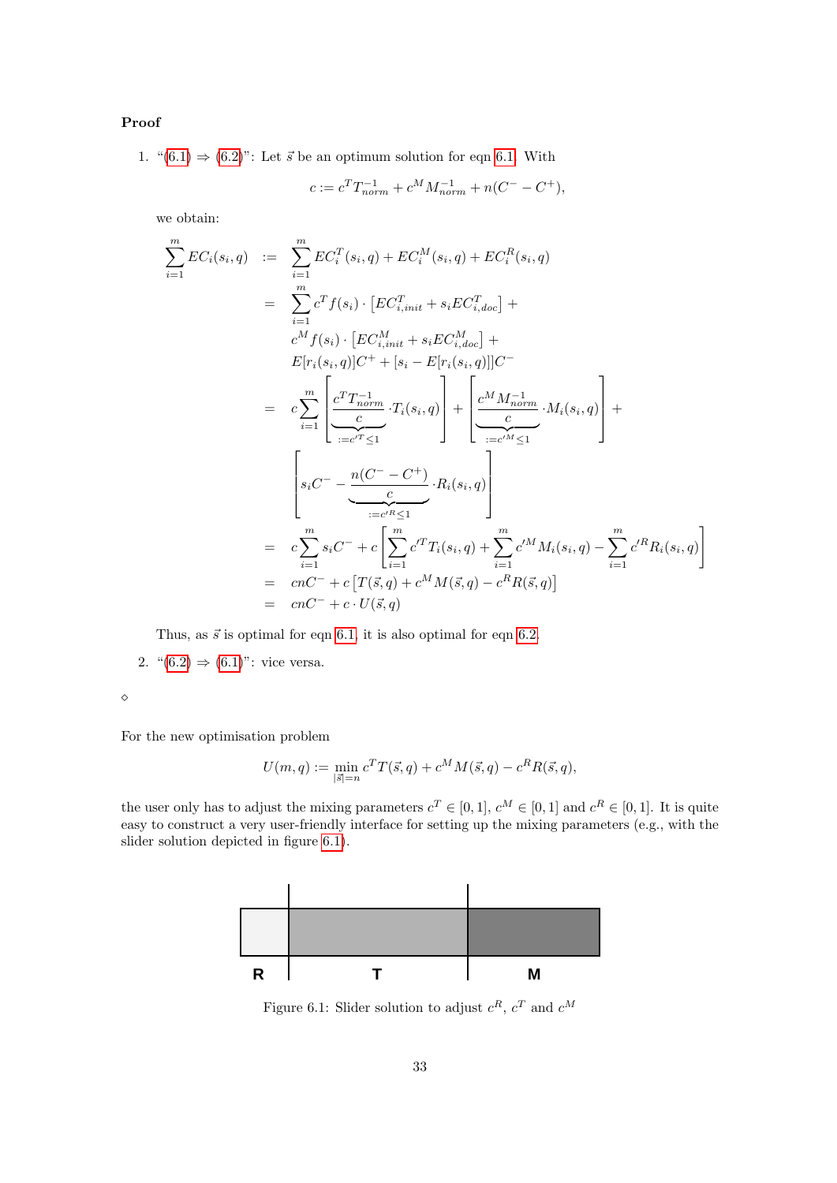**Proof**

1. "(6.1) ⇒ (6.2)": Let $\vec{s}$ be an optimum solution for eqn 6.1. With

$$c := c^T T_{norm}^{-1} + c^M M_{norm}^{-1} + n(C^- - C^+),$$

we obtain:

$$
\begin{aligned}
\sum_{i=1}^{m} EC_i(s_i,q) &:= \sum_{i=1}^{m} EC_i^T(s_i,q) + EC_i^M(s_i,q) + EC_i^R(s_i,q) \\
&= \sum_{i=1}^{m} c^T f(s_i) \cdot \left[EC_{i,init}^T + s_i EC_{i,doc}^T\right] + \\
&\quad c^M f(s_i) \cdot \left[EC_{i,init}^M + s_i EC_{i,doc}^M\right] + \\
&\quad E[r_i(s_i,q)]C^+ + [s_i - E[r_i(s_i,q)]]C^- \\
&= c \sum_{i=1}^{m} \left[ \underbrace{\frac{c^T T_{norm}^{-1}}{c}}_{:=c'^T \leq 1} \cdot T_i(s_i,q) \right] + \left[ \underbrace{\frac{c^M M_{norm}^{-1}}{c}}_{:=c'^M \leq 1} \cdot M_i(s_i,q) \right] + \\
&\quad \left[ s_i C^- - \underbrace{\frac{n(C^- - C^+)}{c}}_{:=c'^R \leq 1} \cdot R_i(s_i,q) \right] \\
&= c \sum_{i=1}^{m} s_i C^- + c \left[ \sum_{i=1}^{m} c'^T T_i(s_i,q) + \sum_{i=1}^{m} c'^M M_i(s_i,q) - \sum_{i=1}^{m} c'^R R_i(s_i,q) \right] \\
&= cnC^- + c\left[T(\vec{s},q) + c^M M(\vec{s},q) - c^R R(\vec{s},q)\right] \\
&= cnC^- + c \cdot U(\vec{s},q)
\end{aligned}
$$

Thus, as $\vec{s}$ is optimal for eqn 6.1, it is also optimal for eqn 6.2.

2. "(6.2) ⇒ (6.1)": vice versa.

⋄

For the new optimisation problem

$$U(m,q) := \min_{|\vec{s}|=n} c^T T(\vec{s},q) + c^M M(\vec{s},q) - c^R R(\vec{s},q),$$

the user only has to adjust the mixing parameters $c^T \in [0,1]$, $c^M \in [0,1]$ and $c^R \in [0,1]$. It is quite easy to construct a very user-friendly interface for setting up the mixing parameters (e.g., with the slider solution depicted in figure 6.1).

| R | T | M |
|---|---|---|

Figure 6.1: Slider solution to adjust $c^R$, $c^T$ and $c^M$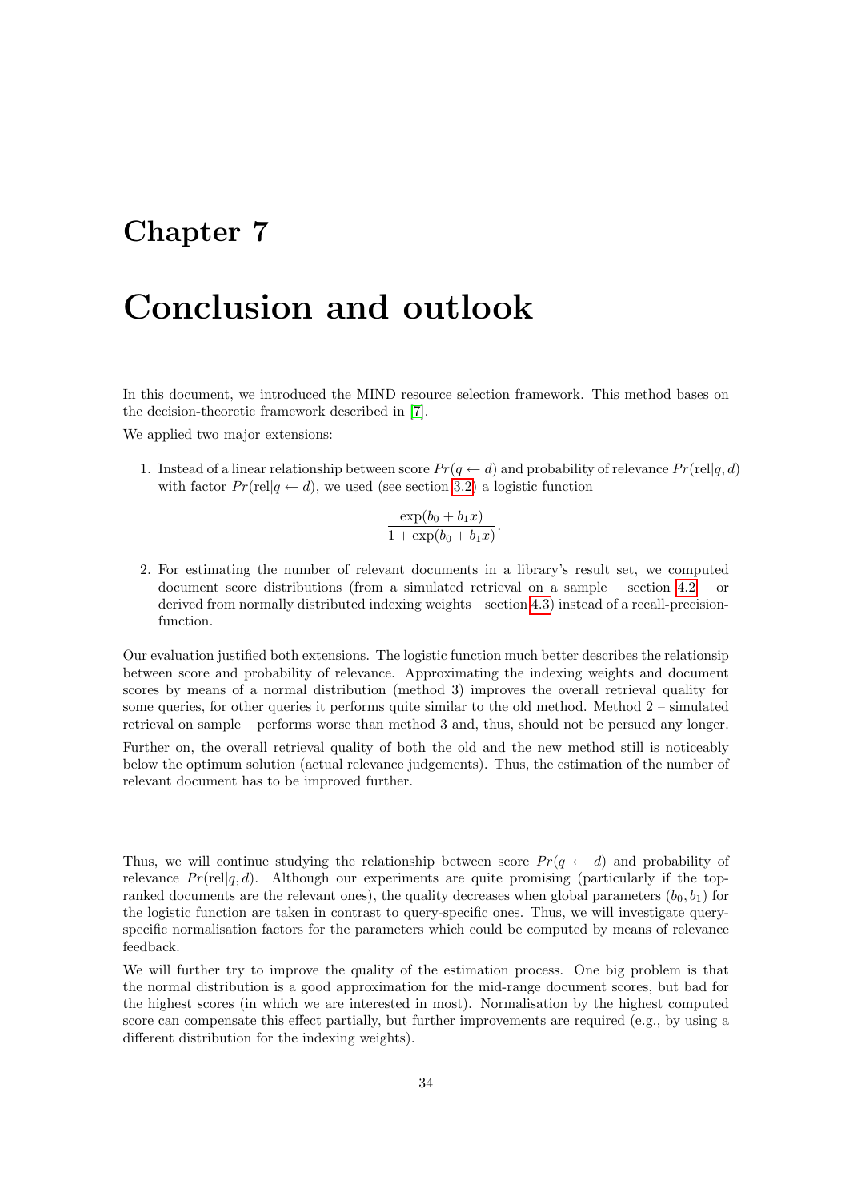# Chapter 7

# Conclusion and outlook

In this document, we introduced the MIND resource selection framework. This method bases on the decision-theoretic framework described in [7].

We applied two major extensions:

1. Instead of a linear relationship between score $Pr(q \leftarrow d)$ and probability of relevance $Pr(\text{rel}|q, d)$ with factor $Pr(\text{rel}|q \leftarrow d)$, we used (see section 3.2) a logistic function

$$\frac{\exp(b_0 + b_1 x)}{1 + \exp(b_0 + b_1 x)}.$$

2. For estimating the number of relevant documents in a library's result set, we computed document score distributions (from a simulated retrieval on a sample – section 4.2 – or derived from normally distributed indexing weights – section 4.3) instead of a recall-precision-function.

Our evaluation justified both extensions. The logistic function much better describes the relationsip between score and probability of relevance. Approximating the indexing weights and document scores by means of a normal distribution (method 3) improves the overall retrieval quality for some queries, for other queries it performs quite similar to the old method. Method 2 – simulated retrieval on sample – performs worse than method 3 and, thus, should not be persued any longer.

Further on, the overall retrieval quality of both the old and the new method still is noticeably below the optimum solution (actual relevance judgements). Thus, the estimation of the number of relevant document has to be improved further.

Thus, we will continue studying the relationship between score $Pr(q \leftarrow d)$ and probability of relevance $Pr(\text{rel}|q, d)$. Although our experiments are quite promising (particularly if the top-ranked documents are the relevant ones), the quality decreases when global parameters $(b_0, b_1)$ for the logistic function are taken in contrast to query-specific ones. Thus, we will investigate query-specific normalisation factors for the parameters which could be computed by means of relevance feedback.

We will further try to improve the quality of the estimation process. One big problem is that the normal distribution is a good approximation for the mid-range document scores, but bad for the highest scores (in which we are interested in most). Normalisation by the highest computed score can compensate this effect partially, but further improvements are required (e.g., by using a different distribution for the indexing weights).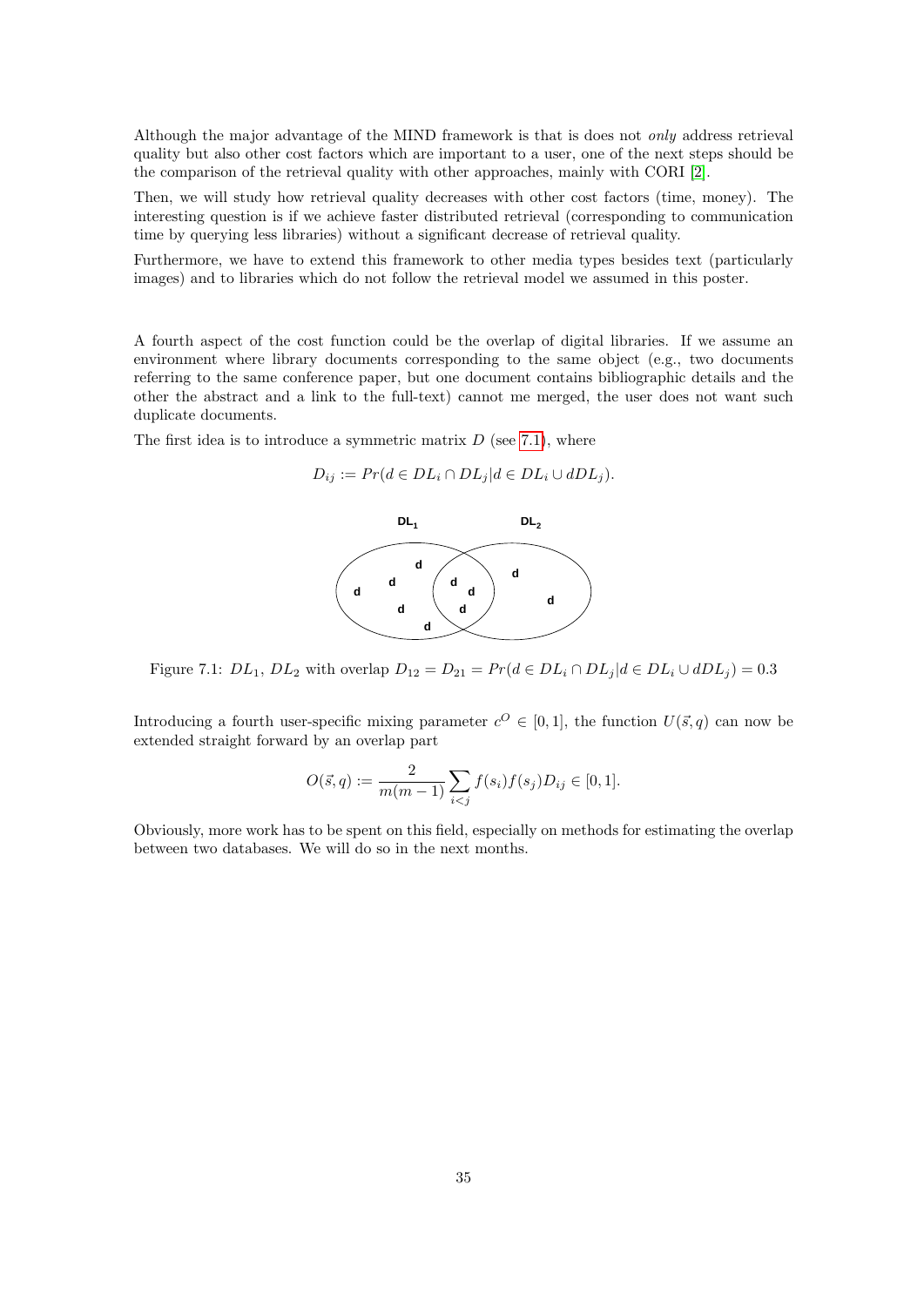Although the major advantage of the MIND framework is that is does not *only* address retrieval quality but also other cost factors which are important to a user, one of the next steps should be the comparison of the retrieval quality with other approaches, mainly with CORI [2].

Then, we will study how retrieval quality decreases with other cost factors (time, money). The interesting question is if we achieve faster distributed retrieval (corresponding to communication time by querying less libraries) without a significant decrease of retrieval quality.

Furthermore, we have to extend this framework to other media types besides text (particularly images) and to libraries which do not follow the retrieval model we assumed in this poster.

A fourth aspect of the cost function could be the overlap of digital libraries. If we assume an environment where library documents corresponding to the same object (e.g., two documents referring to the same conference paper, but one document contains bibliographic details and the other the abstract and a link to the full-text) cannot me merged, the user does not want such duplicate documents.

The first idea is to introduce a symmetric matrix $D$ (see 7.1), where

$$D_{ij} := Pr(d \in DL_i \cap DL_j | d \in DL_i \cup dDL_j).$$

Figure 7.1: $DL_1$, $DL_2$ with overlap $D_{12} = D_{21} = Pr(d \in DL_i \cap DL_j | d \in DL_i \cup dDL_j) = 0.3$

Introducing a fourth user-specific mixing parameter $c^O \in [0, 1]$, the function $U(\vec{s}, q)$ can now be extended straight forward by an overlap part

$$O(\vec{s}, q) := \frac{2}{m(m-1)} \sum_{i<j} f(s_i) f(s_j) D_{ij} \in [0, 1].$$

Obviously, more work has to be spent on this field, especially on methods for estimating the overlap between two databases. We will do so in the next months.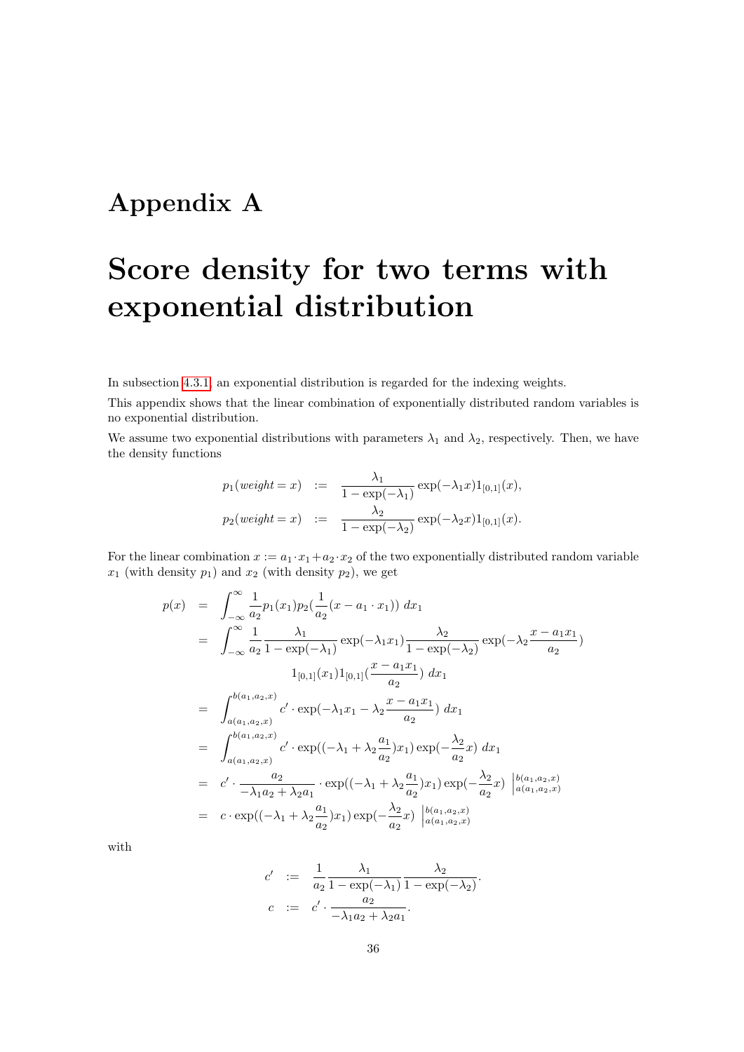# Appendix A

# Score density for two terms with exponential distribution

In subsection 4.3.1, an exponential distribution is regarded for the indexing weights.

This appendix shows that the linear combination of exponentially distributed random variables is no exponential distribution.

We assume two exponential distributions with parameters $\lambda_1$ and $\lambda_2$, respectively. Then, we have the density functions

$$
\begin{aligned}
p_1(weight = x) &:= \frac{\lambda_1}{1 - \exp(-\lambda_1)} \exp(-\lambda_1 x) 1_{[0,1]}(x), \\
p_2(weight = x) &:= \frac{\lambda_2}{1 - \exp(-\lambda_2)} \exp(-\lambda_2 x) 1_{[0,1]}(x).
\end{aligned}
$$

For the linear combination $x := a_1 \cdot x_1 + a_2 \cdot x_2$ of the two exponentially distributed random variable $x_1$ (with density $p_1$) and $x_2$ (with density $p_2$), we get

$$
\begin{aligned}
p(x) &= \int_{-\infty}^{\infty} \frac{1}{a_2} p_1(x_1) p_2\left(\frac{1}{a_2}(x - a_1 \cdot x_1)\right) \, dx_1 \\
&= \int_{-\infty}^{\infty} \frac{1}{a_2} \frac{\lambda_1}{1 - \exp(-\lambda_1)} \exp(-\lambda_1 x_1) \frac{\lambda_2}{1 - \exp(-\lambda_2)} \exp\left(-\lambda_2 \frac{x - a_1 x_1}{a_2}\right) \\
&\qquad 1_{[0,1]}(x_1) 1_{[0,1]}\left(\frac{x - a_1 x_1}{a_2}\right) \, dx_1 \\
&= \int_{a(a_1, a_2, x)}^{b(a_1, a_2, x)} c' \cdot \exp\left(-\lambda_1 x_1 - \lambda_2 \frac{x - a_1 x_1}{a_2}\right) \, dx_1 \\
&= \int_{a(a_1, a_2, x)}^{b(a_1, a_2, x)} c' \cdot \exp\left(\left(-\lambda_1 + \lambda_2 \frac{a_1}{a_2}\right) x_1\right) \exp\left(-\frac{\lambda_2}{a_2} x\right) \, dx_1 \\
&= c' \cdot \frac{a_2}{-\lambda_1 a_2 + \lambda_2 a_1} \cdot \exp\left(\left(-\lambda_1 + \lambda_2 \frac{a_1}{a_2}\right) x_1\right) \exp\left(-\frac{\lambda_2}{a_2} x\right) \Big|_{a(a_1, a_2, x)}^{b(a_1, a_2, x)} \\
&= c \cdot \exp\left(\left(-\lambda_1 + \lambda_2 \frac{a_1}{a_2}\right) x_1\right) \exp\left(-\frac{\lambda_2}{a_2} x\right) \Big|_{a(a_1, a_2, x)}^{b(a_1, a_2, x)}
\end{aligned}
$$

with

$$
\begin{aligned}
c' &:= \frac{1}{a_2} \frac{\lambda_1}{1 - \exp(-\lambda_1)} \frac{\lambda_2}{1 - \exp(-\lambda_2)}. \\
c &:= c' \cdot \frac{a_2}{-\lambda_1 a_2 + \lambda_2 a_1}.
\end{aligned}
$$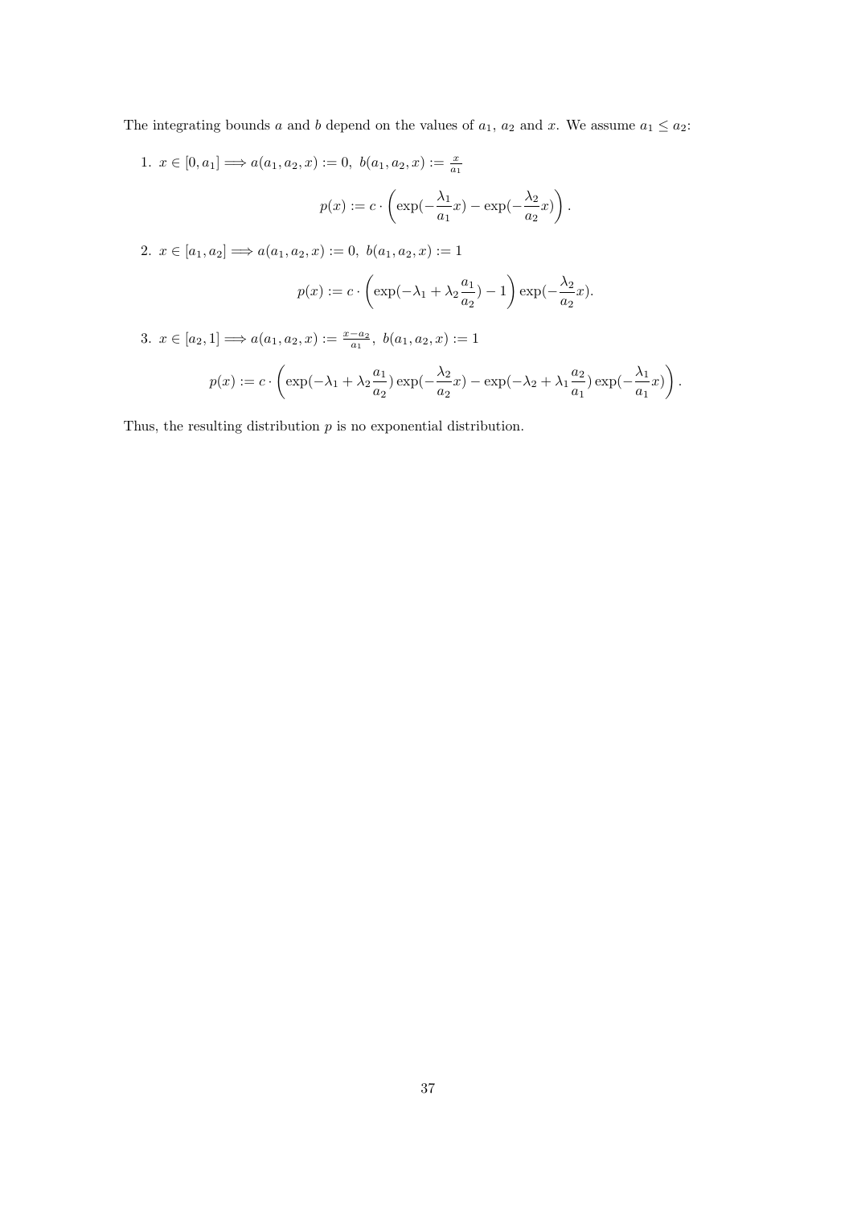The integrating bounds $a$ and $b$ depend on the values of $a_1$, $a_2$ and $x$. We assume $a_1 \leq a_2$:

1. $x \in [0, a_1] \Longrightarrow a(a_1, a_2, x) := 0,\ b(a_1, a_2, x) := \frac{x}{a_1}$

$$p(x) := c \cdot \left( \exp(-\frac{\lambda_1}{a_1} x) - \exp(-\frac{\lambda_2}{a_2} x) \right).$$

2. $x \in [a_1, a_2] \Longrightarrow a(a_1, a_2, x) := 0,\ b(a_1, a_2, x) := 1$

$$p(x) := c \cdot \left( \exp(-\lambda_1 + \lambda_2 \frac{a_1}{a_2}) - 1 \right) \exp(-\frac{\lambda_2}{a_2} x).$$

3. $x \in [a_2, 1] \Longrightarrow a(a_1, a_2, x) := \frac{x - a_2}{a_1},\ b(a_1, a_2, x) := 1$

$$p(x) := c \cdot \left( \exp(-\lambda_1 + \lambda_2 \frac{a_1}{a_2}) \exp(-\frac{\lambda_2}{a_2} x) - \exp(-\lambda_2 + \lambda_1 \frac{a_2}{a_1}) \exp(-\frac{\lambda_1}{a_1} x) \right).$$

Thus, the resulting distribution $p$ is no exponential distribution.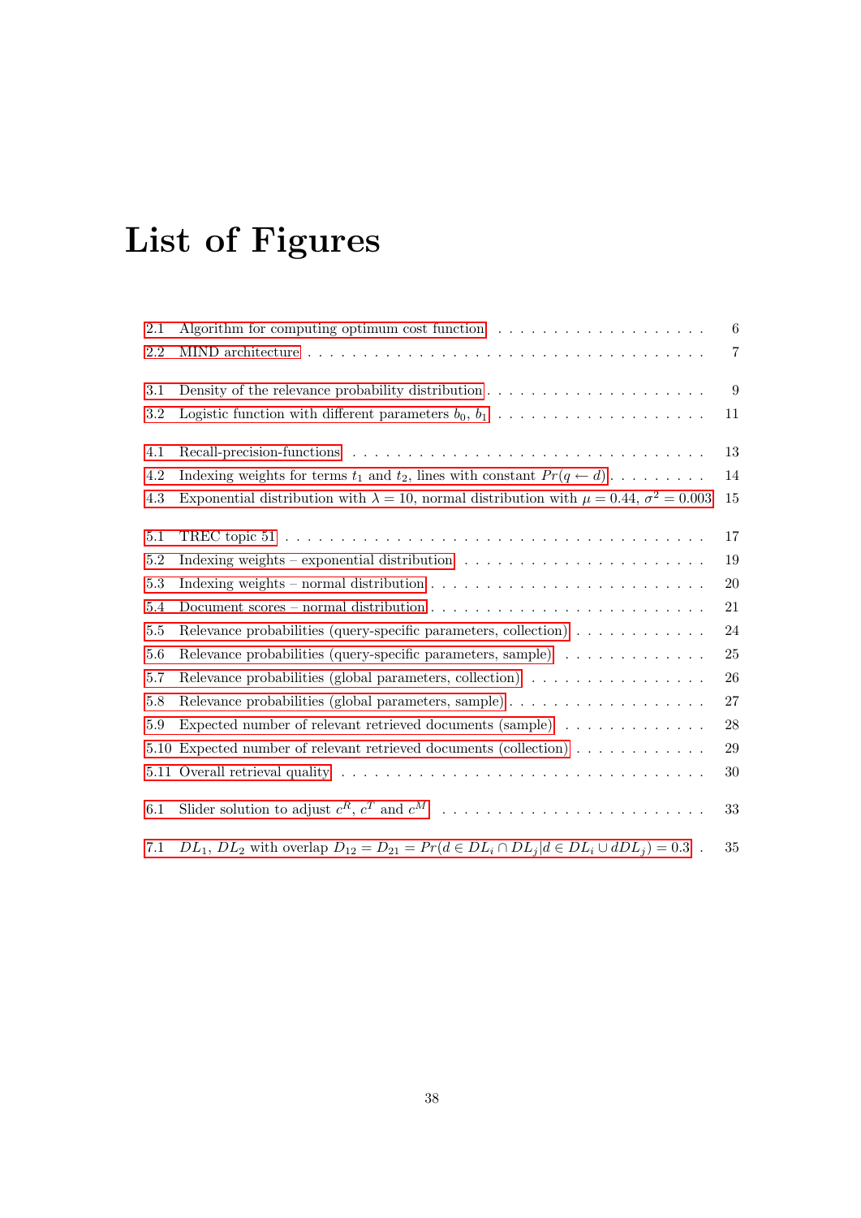# List of Figures

2.1 Algorithm for computing optimum cost function . . . . . . . . . . . . . . . . . . . . 6
2.2 MIND architecture . . . . . . . . . . . . . . . . . . . . . . . . . . . . . . . . . . . . 7

3.1 Density of the relevance probability distribution . . . . . . . . . . . . . . . . . . . . 9
3.2 Logistic function with different parameters $b_0$, $b_1$ . . . . . . . . . . . . . . . . . . 11

4.1 Recall-precision-functions . . . . . . . . . . . . . . . . . . . . . . . . . . . . . . . . 13
4.2 Indexing weights for terms $t_1$ and $t_2$, lines with constant $Pr(q \leftarrow d)$ . . . . . . . . . 14
4.3 Exponential distribution with $\lambda = 10$, normal distribution with $\mu = 0.44$, $\sigma^2 = 0.003$ 15

5.1 TREC topic 51 . . . . . . . . . . . . . . . . . . . . . . . . . . . . . . . . . . . . . 17
5.2 Indexing weights – exponential distribution . . . . . . . . . . . . . . . . . . . . . . 19
5.3 Indexing weights – normal distribution . . . . . . . . . . . . . . . . . . . . . . . . . 20
5.4 Document scores – normal distribution . . . . . . . . . . . . . . . . . . . . . . . . . 21
5.5 Relevance probabilities (query-specific parameters, collection) . . . . . . . . . . . . 24
5.6 Relevance probabilities (query-specific parameters, sample) . . . . . . . . . . . . . 25
5.7 Relevance probabilities (global parameters, collection) . . . . . . . . . . . . . . . . 26
5.8 Relevance probabilities (global parameters, sample) . . . . . . . . . . . . . . . . . . 27
5.9 Expected number of relevant retrieved documents (sample) . . . . . . . . . . . . . 28
5.10 Expected number of relevant retrieved documents (collection) . . . . . . . . . . . . 29
5.11 Overall retrieval quality . . . . . . . . . . . . . . . . . . . . . . . . . . . . . . . . . 30

6.1 Slider solution to adjust $c^R$, $c^T$ and $c^M$ . . . . . . . . . . . . . . . . . . . . . . . 33

7.1 $DL_1$, $DL_2$ with overlap $D_{12} = D_{21} = Pr(d \in DL_i \cap DL_j | d \in DL_i \cup dDL_j) = 0.3$ . 35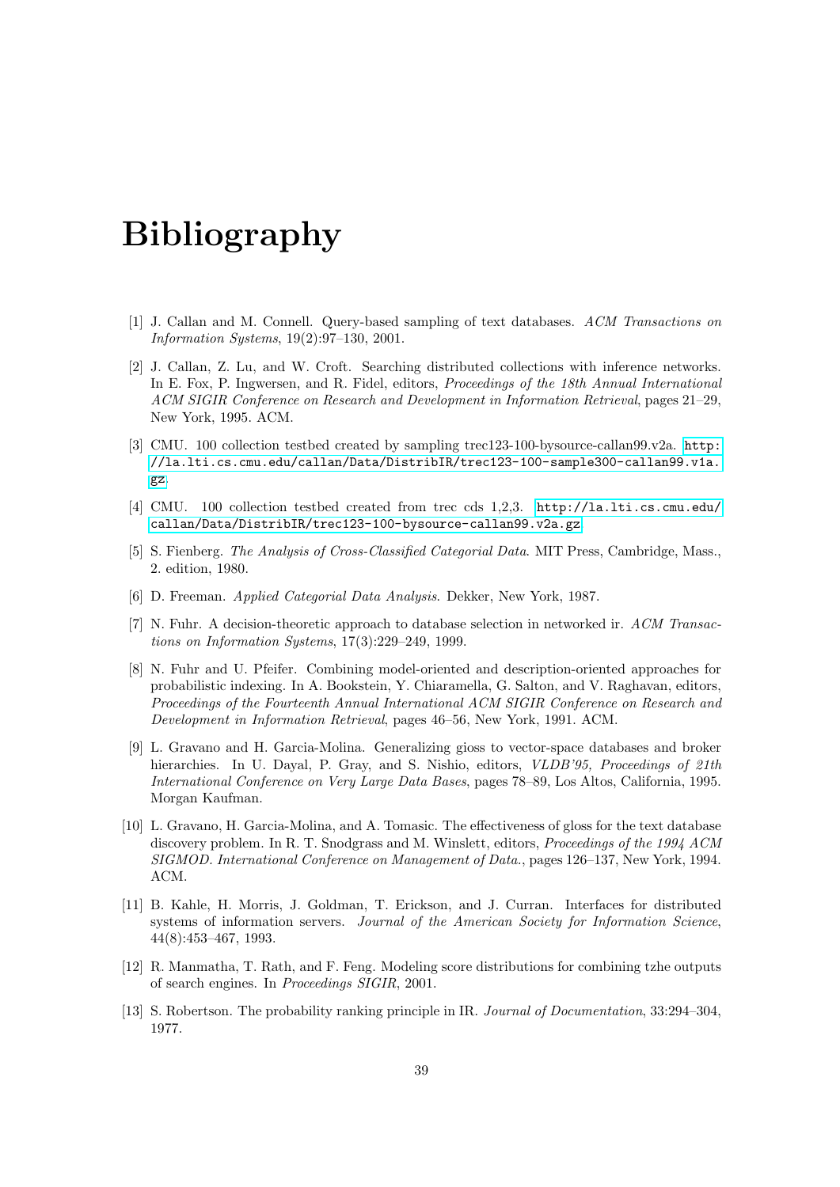# Bibliography

[1] J. Callan and M. Connell. Query-based sampling of text databases. *ACM Transactions on Information Systems*, 19(2):97–130, 2001.

[2] J. Callan, Z. Lu, and W. Croft. Searching distributed collections with inference networks. In E. Fox, P. Ingwersen, and R. Fidel, editors, *Proceedings of the 18th Annual International ACM SIGIR Conference on Research and Development in Information Retrieval*, pages 21–29, New York, 1995. ACM.

[3] CMU. 100 collection testbed created by sampling trec123-100-bysource-callan99.v2a. `http://la.lti.cs.cmu.edu/callan/Data/DistribIR/trec123-100-sample300-callan99.v1a.gz`.

[4] CMU. 100 collection testbed created from trec cds 1,2,3. `http://la.lti.cs.cmu.edu/callan/Data/DistribIR/trec123-100-bysource-callan99.v2a.gz`.

[5] S. Fienberg. *The Analysis of Cross-Classified Categorial Data*. MIT Press, Cambridge, Mass., 2. edition, 1980.

[6] D. Freeman. *Applied Categorial Data Analysis*. Dekker, New York, 1987.

[7] N. Fuhr. A decision-theoretic approach to database selection in networked ir. *ACM Transactions on Information Systems*, 17(3):229–249, 1999.

[8] N. Fuhr and U. Pfeifer. Combining model-oriented and description-oriented approaches for probabilistic indexing. In A. Bookstein, Y. Chiaramella, G. Salton, and V. Raghavan, editors, *Proceedings of the Fourteenth Annual International ACM SIGIR Conference on Research and Development in Information Retrieval*, pages 46–56, New York, 1991. ACM.

[9] L. Gravano and H. Garcia-Molina. Generalizing gioss to vector-space databases and broker hierarchies. In U. Dayal, P. Gray, and S. Nishio, editors, *VLDB'95, Proceedings of 21th International Conference on Very Large Data Bases*, pages 78–89, Los Altos, California, 1995. Morgan Kaufman.

[10] L. Gravano, H. Garcia-Molina, and A. Tomasic. The effectiveness of gloss for the text database discovery problem. In R. T. Snodgrass and M. Winslett, editors, *Proceedings of the 1994 ACM SIGMOD. International Conference on Management of Data.*, pages 126–137, New York, 1994. ACM.

[11] B. Kahle, H. Morris, J. Goldman, T. Erickson, and J. Curran. Interfaces for distributed systems of information servers. *Journal of the American Society for Information Science*, 44(8):453–467, 1993.

[12] R. Manmatha, T. Rath, and F. Feng. Modeling score distributions for combining tzhe outputs of search engines. In *Proceedings SIGIR*, 2001.

[13] S. Robertson. The probability ranking principle in IR. *Journal of Documentation*, 33:294–304, 1977.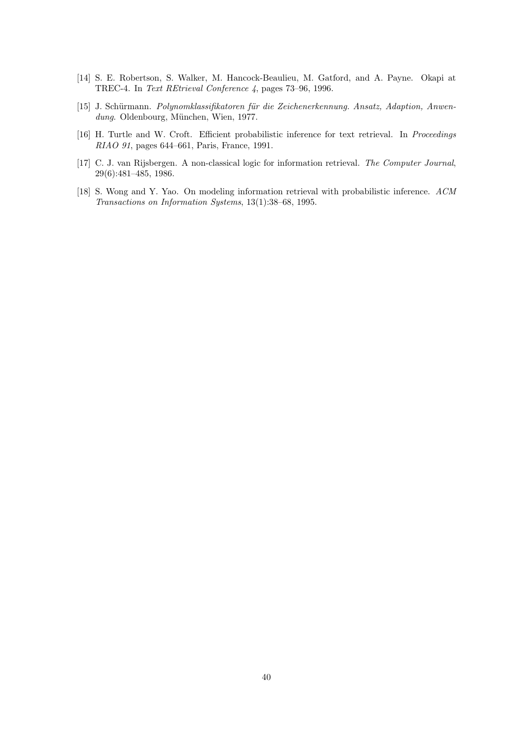[14] S. E. Robertson, S. Walker, M. Hancock-Beaulieu, M. Gatford, and A. Payne. Okapi at TREC-4. In *Text REtrieval Conference 4*, pages 73–96, 1996.

[15] J. Schürmann. *Polynomklassifikatoren für die Zeichenerkennung. Ansatz, Adaption, Anwendung*. Oldenbourg, München, Wien, 1977.

[16] H. Turtle and W. Croft. Efficient probabilistic inference for text retrieval. In *Proceedings RIAO 91*, pages 644–661, Paris, France, 1991.

[17] C. J. van Rijsbergen. A non-classical logic for information retrieval. *The Computer Journal*, 29(6):481–485, 1986.

[18] S. Wong and Y. Yao. On modeling information retrieval with probabilistic inference. *ACM Transactions on Information Systems*, 13(1):38–68, 1995.